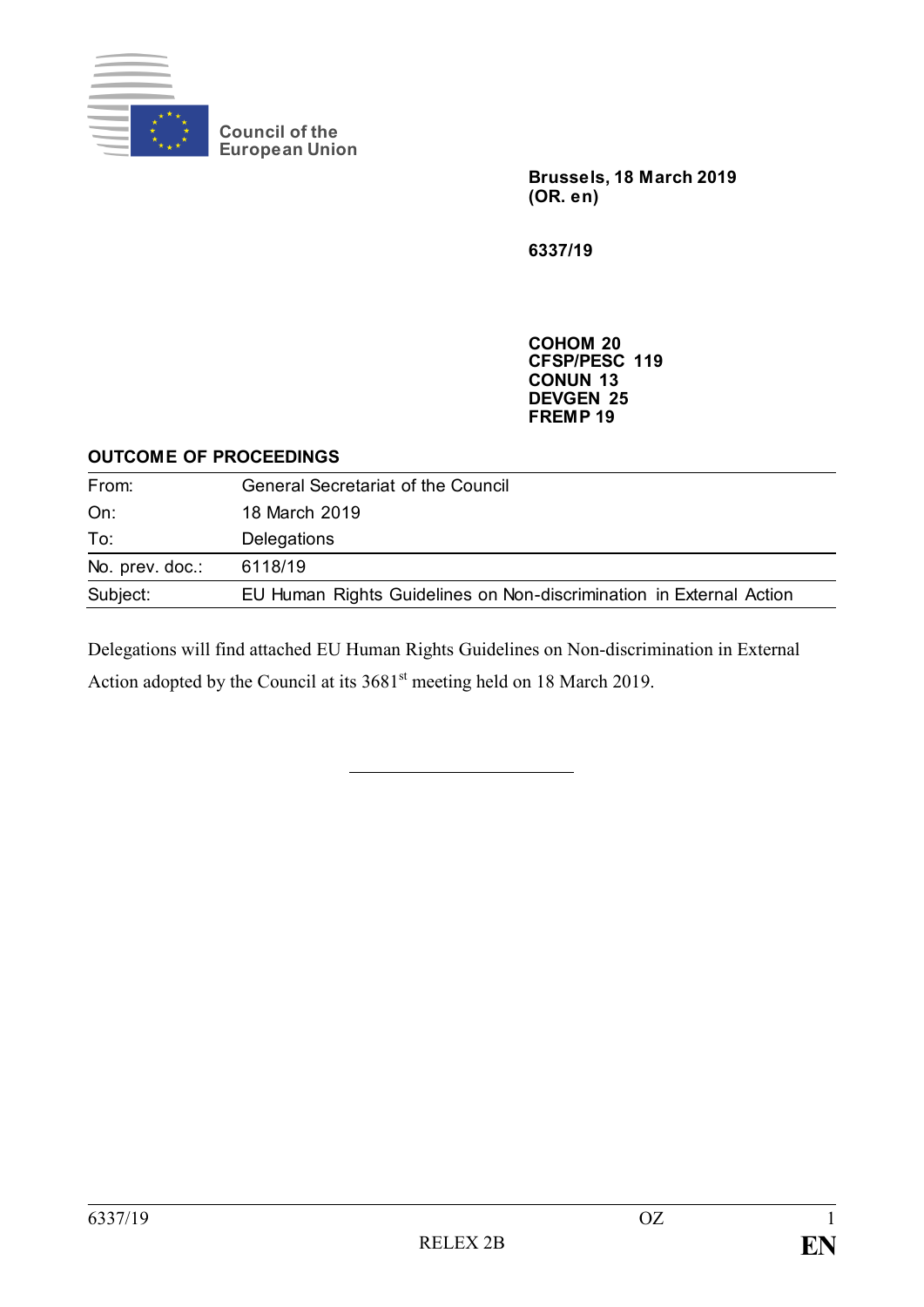Council of the European Union

**Brussels, 18 March 2019**
**(OR. en)**

**6337/19**

**COHOM 20**
**CFSP/PESC 119**
**CONUN 13**
**DEVGEN 25**
**FREMP 19**

**OUTCOME OF PROCEEDINGS**

| | |
|---|---|
| From: | General Secretariat of the Council |
| On: | 18 March 2019 |
| To: | Delegations |
| No. prev. doc.: | 6118/19 |
| Subject: | EU Human Rights Guidelines on Non-discrimination in External Action |

Delegations will find attached EU Human Rights Guidelines on Non-discrimination in External Action adopted by the Council at its 3681st meeting held on 18 March 2019.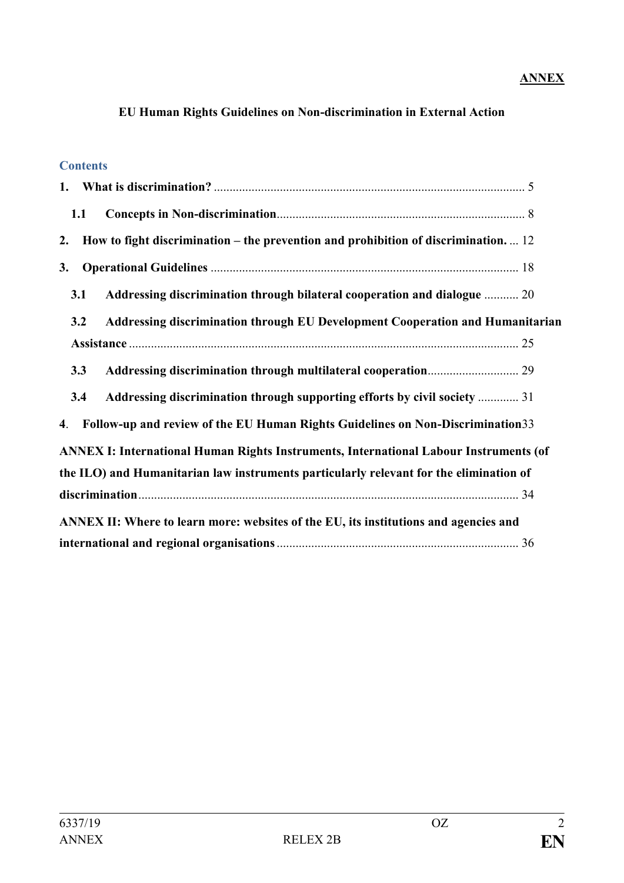**ANNEX**

**EU Human Rights Guidelines on Non-discrimination in External Action**

## Contents

**1. What is discrimination?** .................................................................................................. 5

**1.1 Concepts in Non-discrimination** ............................................................................... 8

**2. How to fight discrimination – the prevention and prohibition of discrimination.** ... 12

**3. Operational Guidelines** ................................................................................................. 18

**3.1 Addressing discrimination through bilateral cooperation and dialogue** ........... 20

**3.2 Addressing discrimination through EU Development Cooperation and Humanitarian Assistance** ............................................................................................................ 25

**3.3 Addressing discrimination through multilateral cooperation** ............................. 29

**3.4 Addressing discrimination through supporting efforts by civil society** ............. 31

**4. Follow-up and review of the EU Human Rights Guidelines on Non-Discrimination** 33

**ANNEX I: International Human Rights Instruments, International Labour Instruments (of the ILO) and Humanitarian law instruments particularly relevant for the elimination of discrimination** ......................................................................................................... 34

**ANNEX II: Where to learn more: websites of the EU, its institutions and agencies and international and regional organisations** ............................................................................ 36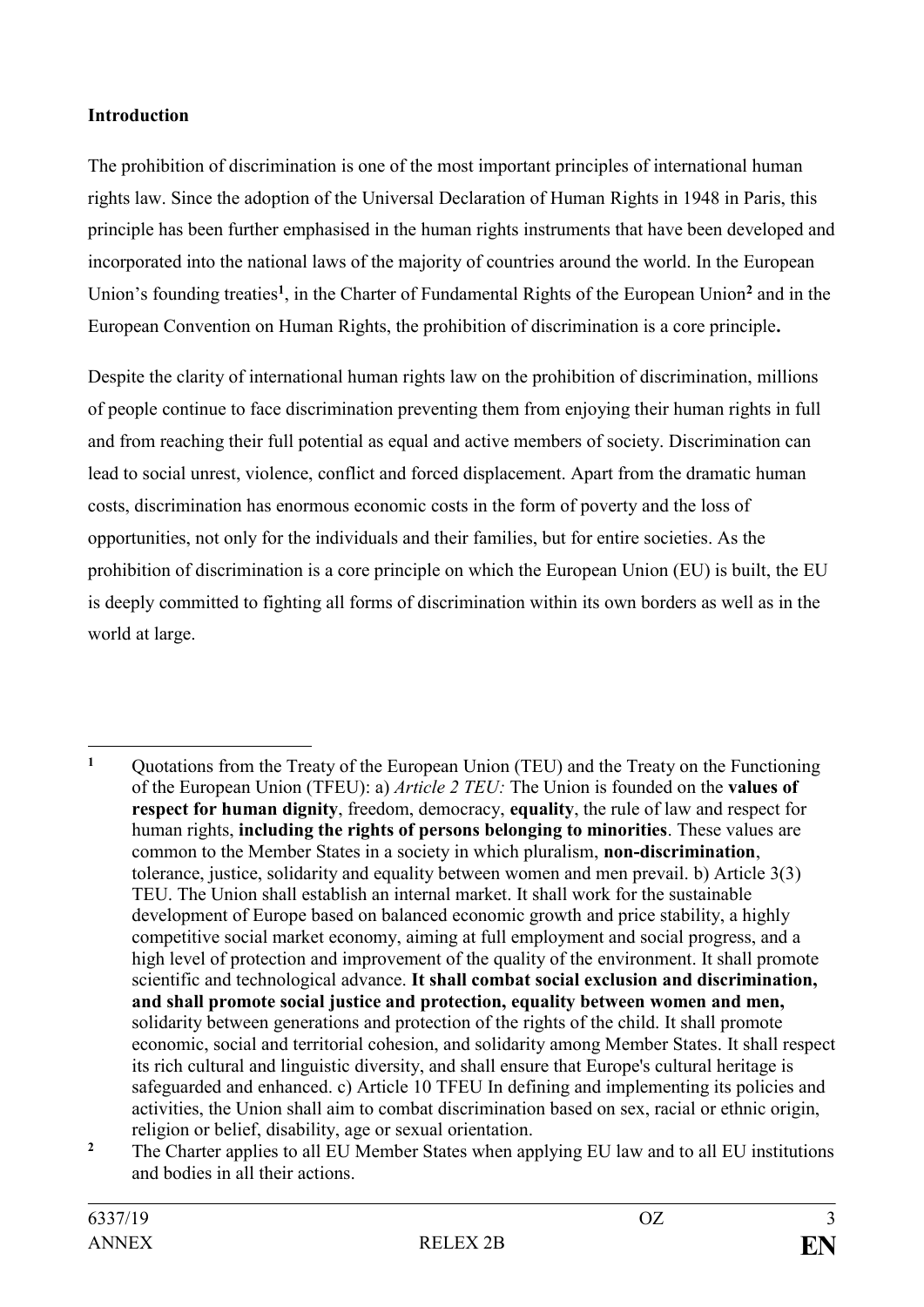**Introduction**

The prohibition of discrimination is one of the most important principles of international human rights law. Since the adoption of the Universal Declaration of Human Rights in 1948 in Paris, this principle has been further emphasised in the human rights instruments that have been developed and incorporated into the national laws of the majority of countries around the world. In the European Union's founding treaties[1], in the Charter of Fundamental Rights of the European Union[2] and in the European Convention on Human Rights, the prohibition of discrimination is a core principle**.**

Despite the clarity of international human rights law on the prohibition of discrimination, millions of people continue to face discrimination preventing them from enjoying their human rights in full and from reaching their full potential as equal and active members of society. Discrimination can lead to social unrest, violence, conflict and forced displacement. Apart from the dramatic human costs, discrimination has enormous economic costs in the form of poverty and the loss of opportunities, not only for the individuals and their families, but for entire societies. As the prohibition of discrimination is a core principle on which the European Union (EU) is built, the EU is deeply committed to fighting all forms of discrimination within its own borders as well as in the world at large.

---

[1] Quotations from the Treaty of the European Union (TEU) and the Treaty on the Functioning of the European Union (TFEU): a) *Article 2 TEU:* The Union is founded on the **values of respect for human dignity**, freedom, democracy, **equality**, the rule of law and respect for human rights, **including the rights of persons belonging to minorities**. These values are common to the Member States in a society in which pluralism, **non-discrimination**, tolerance, justice, solidarity and equality between women and men prevail. b) Article 3(3) TEU. The Union shall establish an internal market. It shall work for the sustainable development of Europe based on balanced economic growth and price stability, a highly competitive social market economy, aiming at full employment and social progress, and a high level of protection and improvement of the quality of the environment. It shall promote scientific and technological advance. **It shall combat social exclusion and discrimination, and shall promote social justice and protection, equality between women and men,** solidarity between generations and protection of the rights of the child. It shall promote economic, social and territorial cohesion, and solidarity among Member States. It shall respect its rich cultural and linguistic diversity, and shall ensure that Europe's cultural heritage is safeguarded and enhanced. c) Article 10 TFEU In defining and implementing its policies and activities, the Union shall aim to combat discrimination based on sex, racial or ethnic origin, religion or belief, disability, age or sexual orientation.

[2] The Charter applies to all EU Member States when applying EU law and to all EU institutions and bodies in all their actions.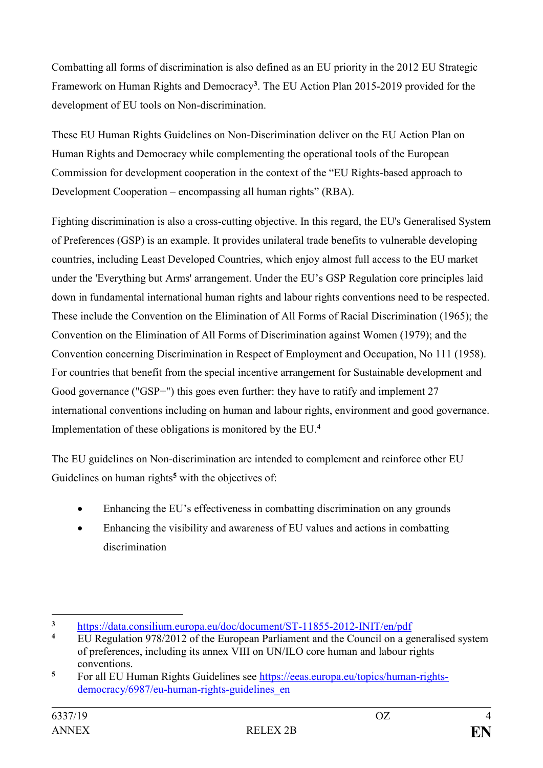Combatting all forms of discrimination is also defined as an EU priority in the 2012 EU Strategic Framework on Human Rights and Democracy[3]. The EU Action Plan 2015-2019 provided for the development of EU tools on Non-discrimination.

These EU Human Rights Guidelines on Non-Discrimination deliver on the EU Action Plan on Human Rights and Democracy while complementing the operational tools of the European Commission for development cooperation in the context of the "EU Rights-based approach to Development Cooperation – encompassing all human rights" (RBA).

Fighting discrimination is also a cross-cutting objective. In this regard, the EU's Generalised System of Preferences (GSP) is an example. It provides unilateral trade benefits to vulnerable developing countries, including Least Developed Countries, which enjoy almost full access to the EU market under the 'Everything but Arms' arrangement. Under the EU's GSP Regulation core principles laid down in fundamental international human rights and labour rights conventions need to be respected. These include the Convention on the Elimination of All Forms of Racial Discrimination (1965); the Convention on the Elimination of All Forms of Discrimination against Women (1979); and the Convention concerning Discrimination in Respect of Employment and Occupation, No 111 (1958). For countries that benefit from the special incentive arrangement for Sustainable development and Good governance ("GSP+") this goes even further: they have to ratify and implement 27 international conventions including on human and labour rights, environment and good governance. Implementation of these obligations is monitored by the EU.[4]

The EU guidelines on Non-discrimination are intended to complement and reinforce other EU Guidelines on human rights[5] with the objectives of:

- Enhancing the EU's effectiveness in combatting discrimination on any grounds
- Enhancing the visibility and awareness of EU values and actions in combatting discrimination

---

[3] https://data.consilium.europa.eu/doc/document/ST-11855-2012-INIT/en/pdf

[4] EU Regulation 978/2012 of the European Parliament and the Council on a generalised system of preferences, including its annex VIII on UN/ILO core human and labour rights conventions.

[5] For all EU Human Rights Guidelines see https://eeas.europa.eu/topics/human-rights-democracy/6987/eu-human-rights-guidelines_en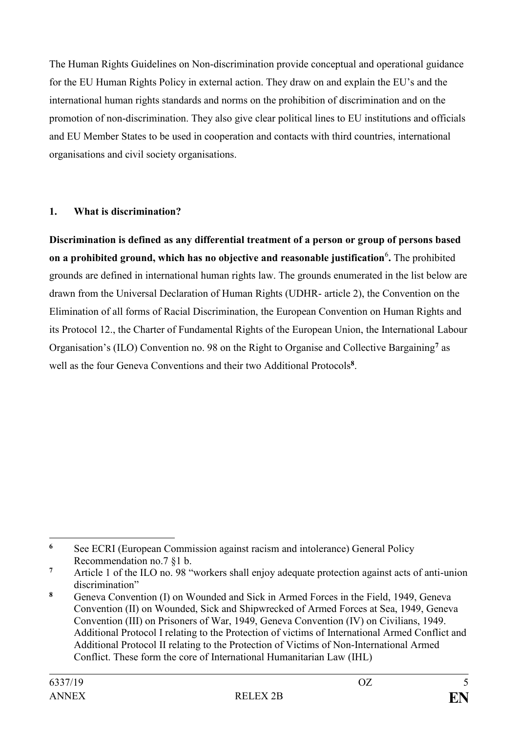The Human Rights Guidelines on Non-discrimination provide conceptual and operational guidance for the EU Human Rights Policy in external action. They draw on and explain the EU's and the international human rights standards and norms on the prohibition of discrimination and on the promotion of non-discrimination. They also give clear political lines to EU institutions and officials and EU Member States to be used in cooperation and contacts with third countries, international organisations and civil society organisations.

## 1. What is discrimination?

**Discrimination is defined as any differential treatment of a person or group of persons based on a prohibited ground, which has no objective and reasonable justification[6].** The prohibited grounds are defined in international human rights law. The grounds enumerated in the list below are drawn from the Universal Declaration of Human Rights (UDHR- article 2), the Convention on the Elimination of all forms of Racial Discrimination, the European Convention on Human Rights and its Protocol 12., the Charter of Fundamental Rights of the European Union, the International Labour Organisation's (ILO) Convention no. 98 on the Right to Organise and Collective Bargaining[7] as well as the four Geneva Conventions and their two Additional Protocols[8].

---

[6] See ECRI (European Commission against racism and intolerance) General Policy Recommendation no.7 §1 b.

[7] Article 1 of the ILO no. 98 "workers shall enjoy adequate protection against acts of anti-union discrimination"

[8] Geneva Convention (I) on Wounded and Sick in Armed Forces in the Field, 1949, Geneva Convention (II) on Wounded, Sick and Shipwrecked of Armed Forces at Sea, 1949, Geneva Convention (III) on Prisoners of War, 1949, Geneva Convention (IV) on Civilians, 1949. Additional Protocol I relating to the Protection of victims of International Armed Conflict and Additional Protocol II relating to the Protection of Victims of Non-International Armed Conflict. These form the core of International Humanitarian Law (IHL)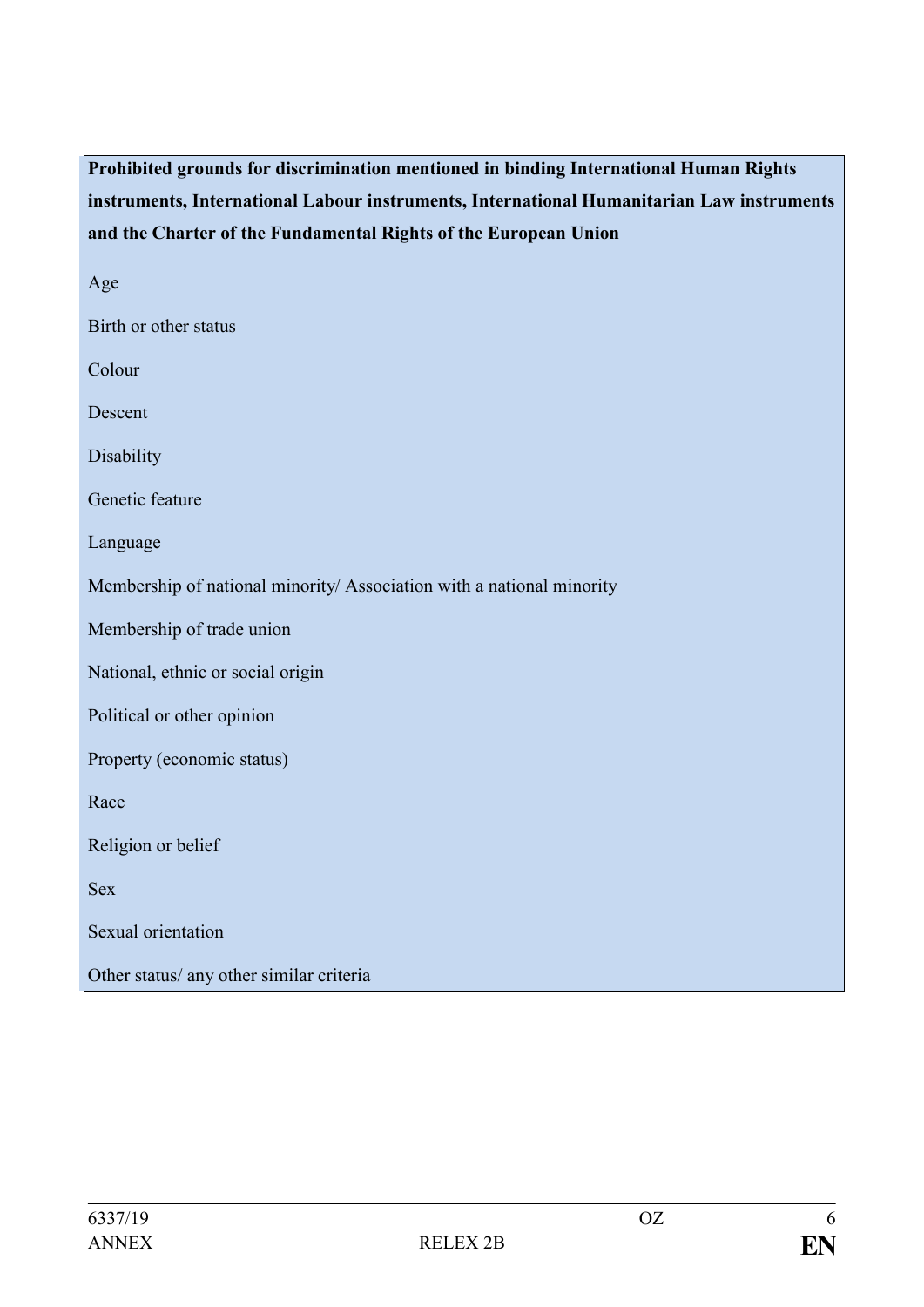| Prohibited grounds for discrimination mentioned in binding International Human Rights instruments, International Labour instruments, International Humanitarian Law instruments and the Charter of the Fundamental Rights of the European Union |
|---|
| Age |
| Birth or other status |
| Colour |
| Descent |
| Disability |
| Genetic feature |
| Language |
| Membership of national minority/ Association with a national minority |
| Membership of trade union |
| National, ethnic or social origin |
| Political or other opinion |
| Property (economic status) |
| Race |
| Religion or belief |
| Sex |
| Sexual orientation |
| Other status/ any other similar criteria |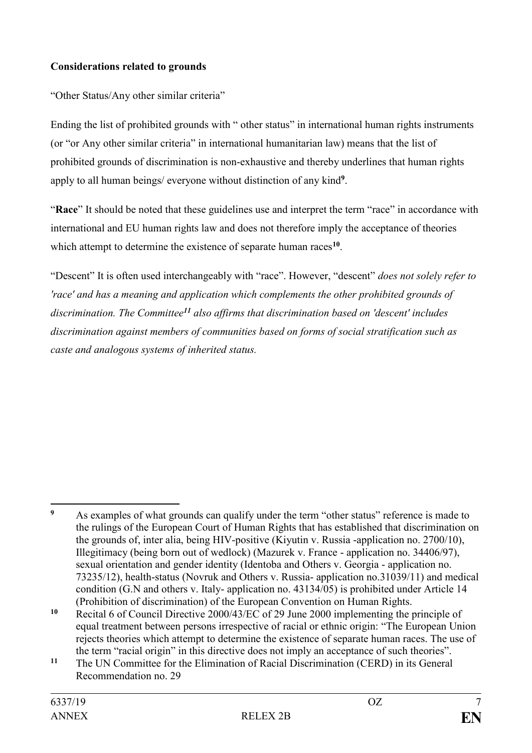**Considerations related to grounds**

"Other Status/Any other similar criteria"

Ending the list of prohibited grounds with " other status" in international human rights instruments (or "or Any other similar criteria" in international humanitarian law) means that the list of prohibited grounds of discrimination is non-exhaustive and thereby underlines that human rights apply to all human beings/ everyone without distinction of any kind[9].

"**Race**" It should be noted that these guidelines use and interpret the term "race" in accordance with international and EU human rights law and does not therefore imply the acceptance of theories which attempt to determine the existence of separate human races[10].

"Descent" It is often used interchangeably with "race". However, "descent" *does not solely refer to 'race' and has a meaning and application which complements the other prohibited grounds of discrimination. The Committee[11] also affirms that discrimination based on 'descent' includes discrimination against members of communities based on forms of social stratification such as caste and analogous systems of inherited status.*

---

[9] As examples of what grounds can qualify under the term "other status" reference is made to the rulings of the European Court of Human Rights that has established that discrimination on the grounds of, inter alia, being HIV-positive (Kiyutin v. Russia -application no. 2700/10), Illegitimacy (being born out of wedlock) (Mazurek v. France - application no. 34406/97), sexual orientation and gender identity (Identoba and Others v. Georgia - application no. 73235/12), health-status (Novruk and Others v. Russia- application no.31039/11) and medical condition (G.N and others v. Italy- application no. 43134/05) is prohibited under Article 14 (Prohibition of discrimination) of the European Convention on Human Rights.

[10] Recital 6 of Council Directive 2000/43/EC of 29 June 2000 implementing the principle of equal treatment between persons irrespective of racial or ethnic origin: "The European Union rejects theories which attempt to determine the existence of separate human races. The use of the term "racial origin" in this directive does not imply an acceptance of such theories".

[11] The UN Committee for the Elimination of Racial Discrimination (CERD) in its General Recommendation no. 29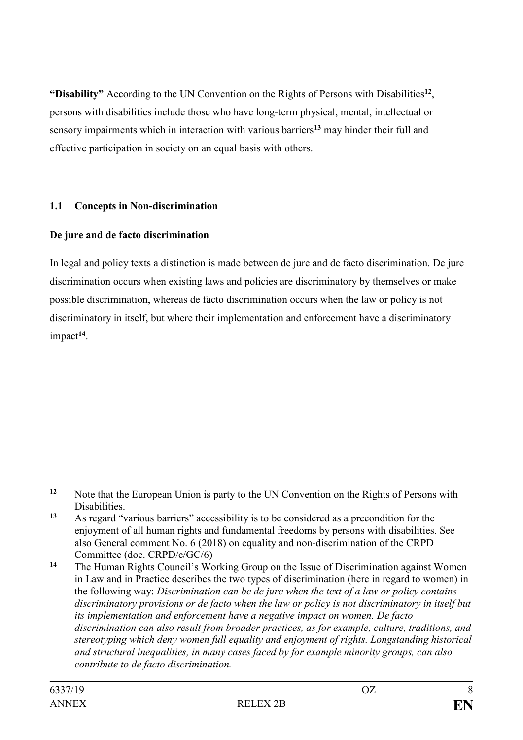**"Disability"** According to the UN Convention on the Rights of Persons with Disabilities[12], persons with disabilities include those who have long-term physical, mental, intellectual or sensory impairments which in interaction with various barriers[13] may hinder their full and effective participation in society on an equal basis with others.

### 1.1 Concepts in Non-discrimination

**De jure and de facto discrimination**

In legal and policy texts a distinction is made between de jure and de facto discrimination. De jure discrimination occurs when existing laws and policies are discriminatory by themselves or make possible discrimination, whereas de facto discrimination occurs when the law or policy is not discriminatory in itself, but where their implementation and enforcement have a discriminatory impact[14].

---

[12] Note that the European Union is party to the UN Convention on the Rights of Persons with Disabilities.

[13] As regard "various barriers" accessibility is to be considered as a precondition for the enjoyment of all human rights and fundamental freedoms by persons with disabilities. See also General comment No. 6 (2018) on equality and non-discrimination of the CRPD Committee (doc. CRPD/c/GC/6)

[14] The Human Rights Council's Working Group on the Issue of Discrimination against Women in Law and in Practice describes the two types of discrimination (here in regard to women) in the following way: *Discrimination can be de jure when the text of a law or policy contains discriminatory provisions or de facto when the law or policy is not discriminatory in itself but its implementation and enforcement have a negative impact on women. De facto discrimination can also result from broader practices, as for example, culture, traditions, and stereotyping which deny women full equality and enjoyment of rights. Longstanding historical and structural inequalities, in many cases faced by for example minority groups, can also contribute to de facto discrimination.*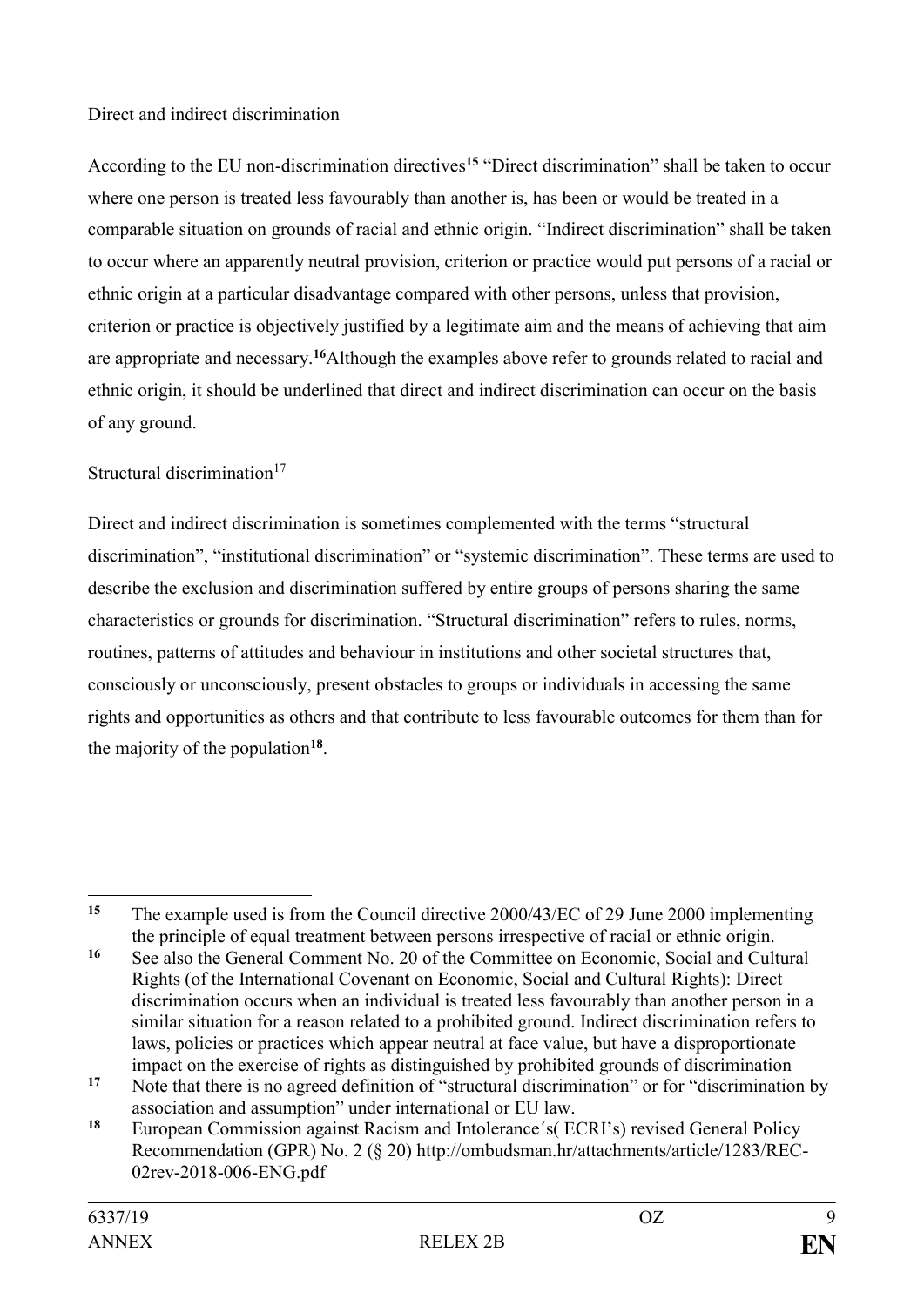Direct and indirect discrimination

According to the EU non-discrimination directives[15] "Direct discrimination" shall be taken to occur where one person is treated less favourably than another is, has been or would be treated in a comparable situation on grounds of racial and ethnic origin. "Indirect discrimination" shall be taken to occur where an apparently neutral provision, criterion or practice would put persons of a racial or ethnic origin at a particular disadvantage compared with other persons, unless that provision, criterion or practice is objectively justified by a legitimate aim and the means of achieving that aim are appropriate and necessary.[16]Although the examples above refer to grounds related to racial and ethnic origin, it should be underlined that direct and indirect discrimination can occur on the basis of any ground.

Structural discrimination[17]

Direct and indirect discrimination is sometimes complemented with the terms "structural discrimination", "institutional discrimination" or "systemic discrimination". These terms are used to describe the exclusion and discrimination suffered by entire groups of persons sharing the same characteristics or grounds for discrimination. "Structural discrimination" refers to rules, norms, routines, patterns of attitudes and behaviour in institutions and other societal structures that, consciously or unconsciously, present obstacles to groups or individuals in accessing the same rights and opportunities as others and that contribute to less favourable outcomes for them than for the majority of the population[18].

---

[15] The example used is from the Council directive 2000/43/EC of 29 June 2000 implementing the principle of equal treatment between persons irrespective of racial or ethnic origin.

[16] See also the General Comment No. 20 of the Committee on Economic, Social and Cultural Rights (of the International Covenant on Economic, Social and Cultural Rights): Direct discrimination occurs when an individual is treated less favourably than another person in a similar situation for a reason related to a prohibited ground. Indirect discrimination refers to laws, policies or practices which appear neutral at face value, but have a disproportionate impact on the exercise of rights as distinguished by prohibited grounds of discrimination

[17] Note that there is no agreed definition of "structural discrimination" or for "discrimination by association and assumption" under international or EU law.

[18] European Commission against Racism and Intolerance´s( ECRI's) revised General Policy Recommendation (GPR) No. 2 (§ 20) http://ombudsman.hr/attachments/article/1283/REC-02rev-2018-006-ENG.pdf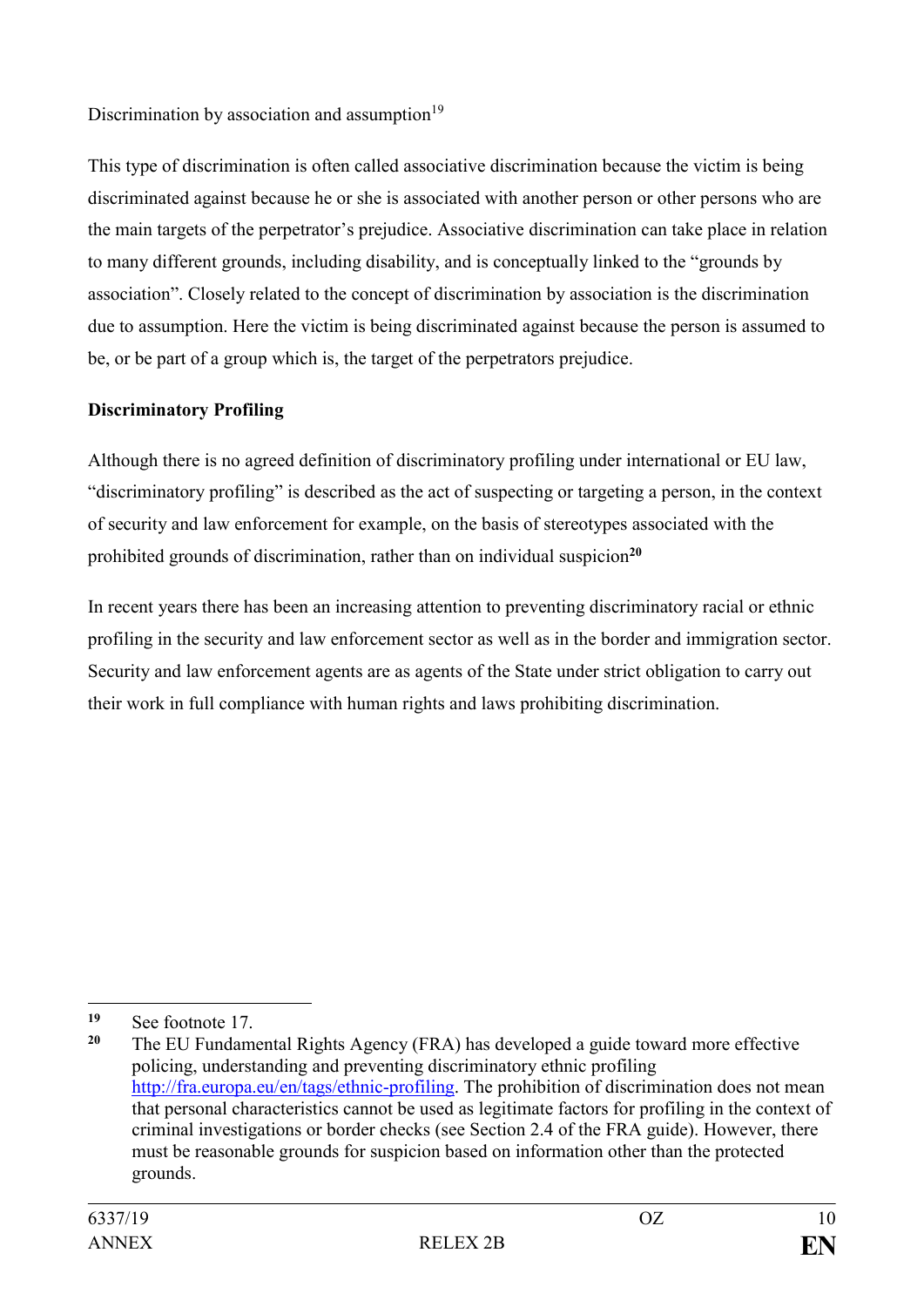Discrimination by association and assumption[19]

This type of discrimination is often called associative discrimination because the victim is being discriminated against because he or she is associated with another person or other persons who are the main targets of the perpetrator's prejudice. Associative discrimination can take place in relation to many different grounds, including disability, and is conceptually linked to the "grounds by association". Closely related to the concept of discrimination by association is the discrimination due to assumption. Here the victim is being discriminated against because the person is assumed to be, or be part of a group which is, the target of the perpetrators prejudice.

**Discriminatory Profiling**

Although there is no agreed definition of discriminatory profiling under international or EU law, "discriminatory profiling" is described as the act of suspecting or targeting a person, in the context of security and law enforcement for example, on the basis of stereotypes associated with the prohibited grounds of discrimination, rather than on individual suspicion[20]

In recent years there has been an increasing attention to preventing discriminatory racial or ethnic profiling in the security and law enforcement sector as well as in the border and immigration sector. Security and law enforcement agents are as agents of the State under strict obligation to carry out their work in full compliance with human rights and laws prohibiting discrimination.

---

[19] See footnote 17.

[20] The EU Fundamental Rights Agency (FRA) has developed a guide toward more effective policing, understanding and preventing discriminatory ethnic profiling http://fra.europa.eu/en/tags/ethnic-profiling. The prohibition of discrimination does not mean that personal characteristics cannot be used as legitimate factors for profiling in the context of criminal investigations or border checks (see Section 2.4 of the FRA guide). However, there must be reasonable grounds for suspicion based on information other than the protected grounds.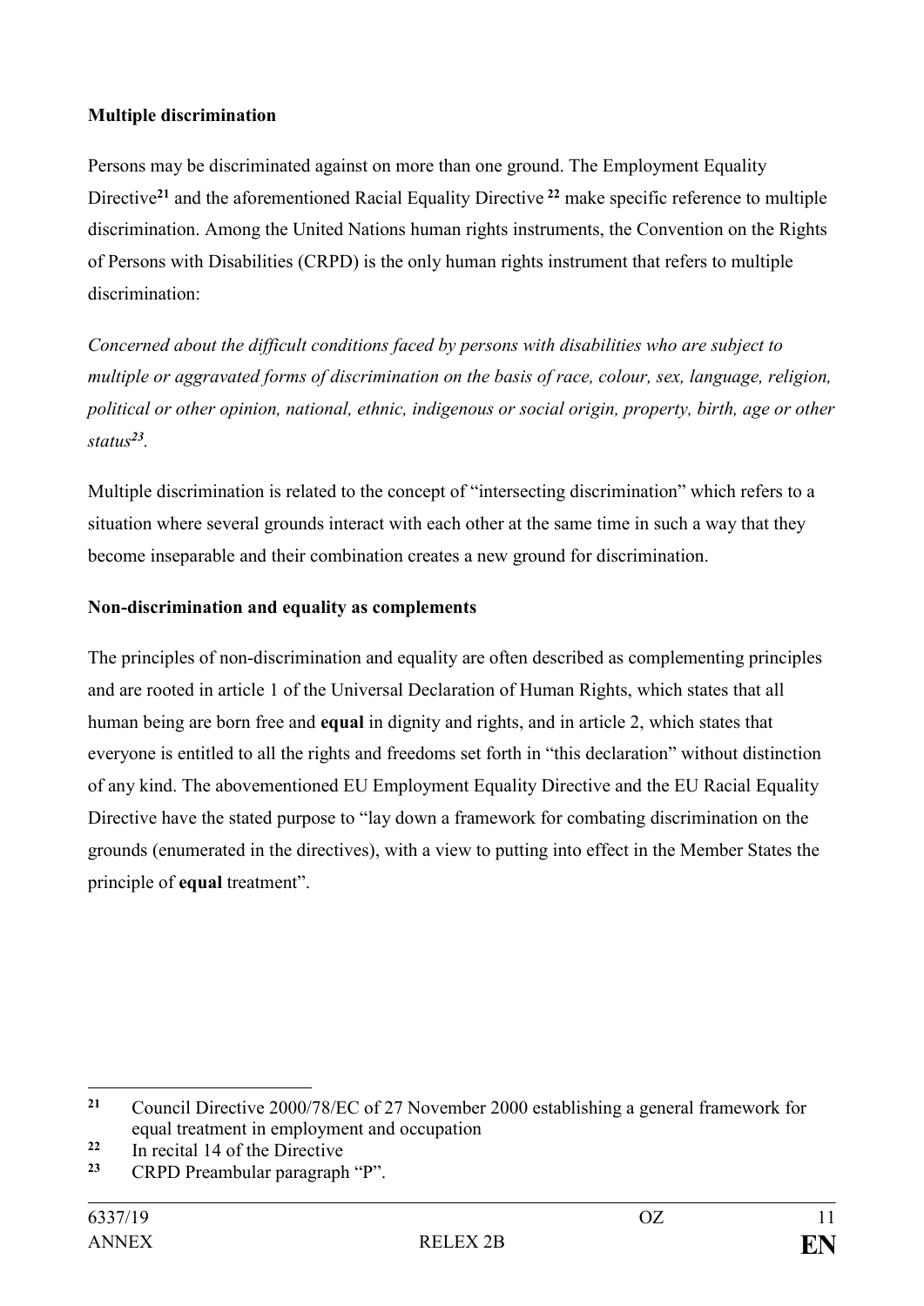**Multiple discrimination**

Persons may be discriminated against on more than one ground. The Employment Equality Directive[21] and the aforementioned Racial Equality Directive [22] make specific reference to multiple discrimination. Among the United Nations human rights instruments, the Convention on the Rights of Persons with Disabilities (CRPD) is the only human rights instrument that refers to multiple discrimination:

*Concerned about the difficult conditions faced by persons with disabilities who are subject to multiple or aggravated forms of discrimination on the basis of race, colour, sex, language, religion, political or other opinion, national, ethnic, indigenous or social origin, property, birth, age or other status[23].*

Multiple discrimination is related to the concept of "intersecting discrimination" which refers to a situation where several grounds interact with each other at the same time in such a way that they become inseparable and their combination creates a new ground for discrimination.

**Non-discrimination and equality as complements**

The principles of non-discrimination and equality are often described as complementing principles and are rooted in article 1 of the Universal Declaration of Human Rights, which states that all human being are born free and **equal** in dignity and rights, and in article 2, which states that everyone is entitled to all the rights and freedoms set forth in "this declaration" without distinction of any kind. The abovementioned EU Employment Equality Directive and the EU Racial Equality Directive have the stated purpose to "lay down a framework for combating discrimination on the grounds (enumerated in the directives), with a view to putting into effect in the Member States the principle of **equal** treatment".

---

[21] Council Directive 2000/78/EC of 27 November 2000 establishing a general framework for equal treatment in employment and occupation

[22] In recital 14 of the Directive

[23] CRPD Preambular paragraph "P".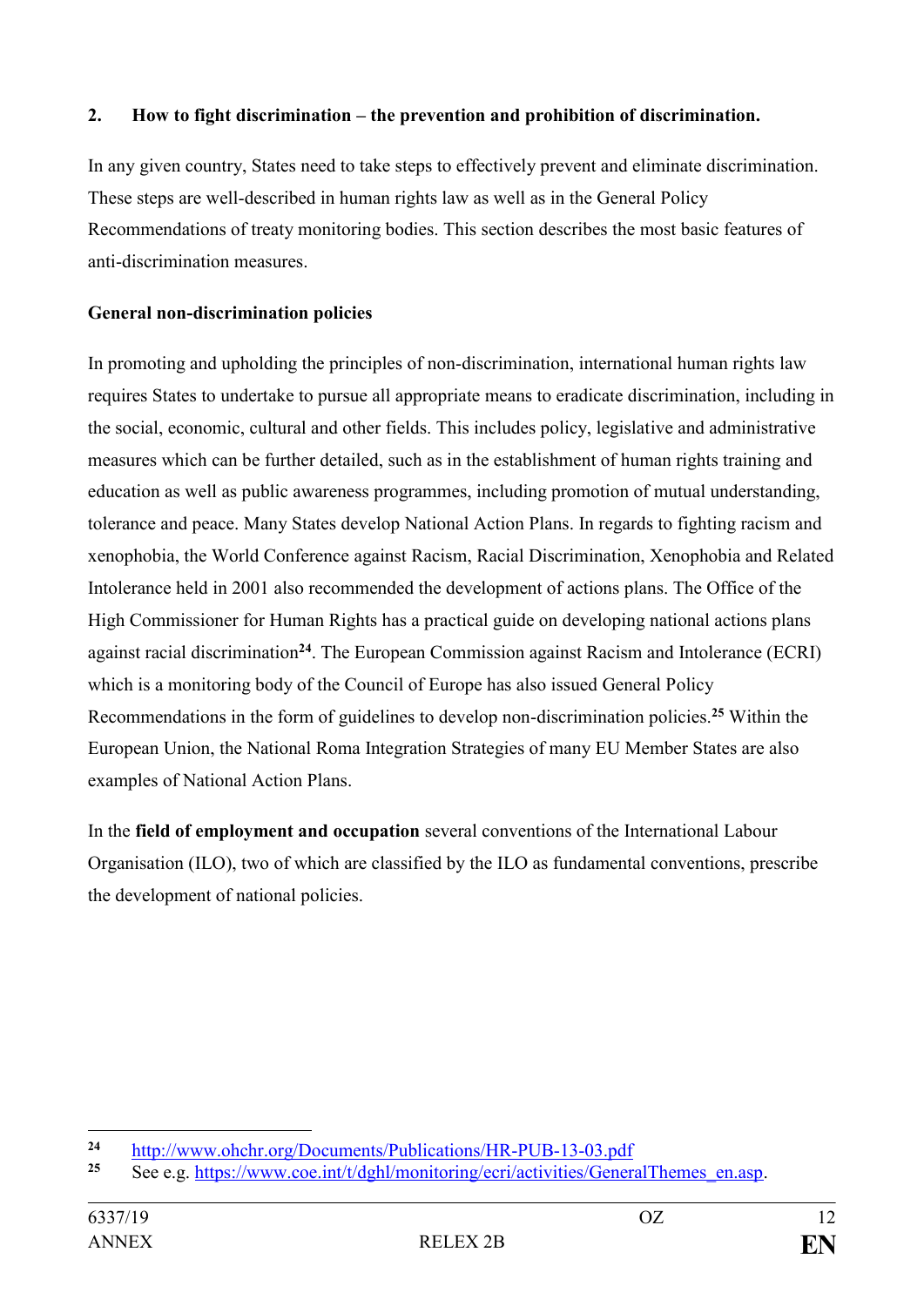## 2. How to fight discrimination – the prevention and prohibition of discrimination.

In any given country, States need to take steps to effectively prevent and eliminate discrimination. These steps are well-described in human rights law as well as in the General Policy Recommendations of treaty monitoring bodies. This section describes the most basic features of anti-discrimination measures.

### General non-discrimination policies

In promoting and upholding the principles of non-discrimination, international human rights law requires States to undertake to pursue all appropriate means to eradicate discrimination, including in the social, economic, cultural and other fields. This includes policy, legislative and administrative measures which can be further detailed, such as in the establishment of human rights training and education as well as public awareness programmes, including promotion of mutual understanding, tolerance and peace. Many States develop National Action Plans. In regards to fighting racism and xenophobia, the World Conference against Racism, Racial Discrimination, Xenophobia and Related Intolerance held in 2001 also recommended the development of actions plans. The Office of the High Commissioner for Human Rights has a practical guide on developing national actions plans against racial discrimination[24]. The European Commission against Racism and Intolerance (ECRI) which is a monitoring body of the Council of Europe has also issued General Policy Recommendations in the form of guidelines to develop non-discrimination policies.[25] Within the European Union, the National Roma Integration Strategies of many EU Member States are also examples of National Action Plans.

In the **field of employment and occupation** several conventions of the International Labour Organisation (ILO), two of which are classified by the ILO as fundamental conventions, prescribe the development of national policies.

---

[24] http://www.ohchr.org/Documents/Publications/HR-PUB-13-03.pdf

[25] See e.g. https://www.coe.int/t/dghl/monitoring/ecri/activities/GeneralThemes_en.asp.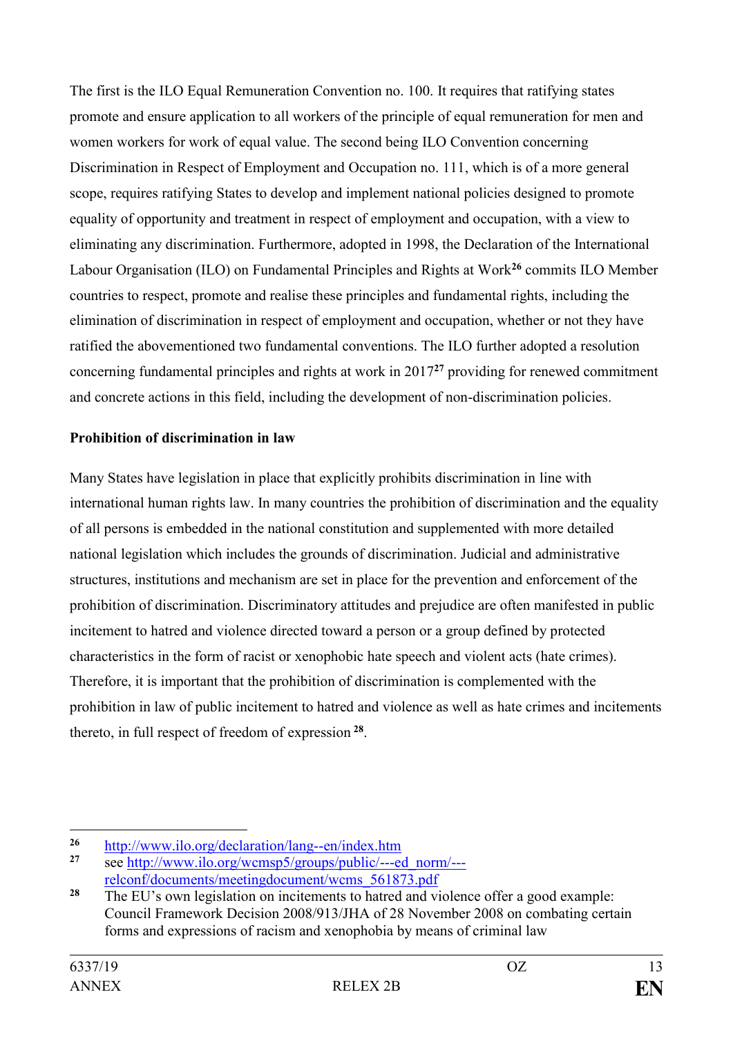The first is the ILO Equal Remuneration Convention no. 100. It requires that ratifying states promote and ensure application to all workers of the principle of equal remuneration for men and women workers for work of equal value. The second being ILO Convention concerning Discrimination in Respect of Employment and Occupation no. 111, which is of a more general scope, requires ratifying States to develop and implement national policies designed to promote equality of opportunity and treatment in respect of employment and occupation, with a view to eliminating any discrimination. Furthermore, adopted in 1998, the Declaration of the International Labour Organisation (ILO) on Fundamental Principles and Rights at Work[26] commits ILO Member countries to respect, promote and realise these principles and fundamental rights, including the elimination of discrimination in respect of employment and occupation, whether or not they have ratified the abovementioned two fundamental conventions. The ILO further adopted a resolution concerning fundamental principles and rights at work in 2017[27] providing for renewed commitment and concrete actions in this field, including the development of non-discrimination policies.

**Prohibition of discrimination in law**

Many States have legislation in place that explicitly prohibits discrimination in line with international human rights law. In many countries the prohibition of discrimination and the equality of all persons is embedded in the national constitution and supplemented with more detailed national legislation which includes the grounds of discrimination. Judicial and administrative structures, institutions and mechanism are set in place for the prevention and enforcement of the prohibition of discrimination. Discriminatory attitudes and prejudice are often manifested in public incitement to hatred and violence directed toward a person or a group defined by protected characteristics in the form of racist or xenophobic hate speech and violent acts (hate crimes). Therefore, it is important that the prohibition of discrimination is complemented with the prohibition in law of public incitement to hatred and violence as well as hate crimes and incitements thereto, in full respect of freedom of expression [28].

---

[26] http://www.ilo.org/declaration/lang--en/index.htm

[27] see http://www.ilo.org/wcmsp5/groups/public/---ed_norm/---relconf/documents/meetingdocument/wcms_561873.pdf

[28] The EU's own legislation on incitements to hatred and violence offer a good example: Council Framework Decision 2008/913/JHA of 28 November 2008 on combating certain forms and expressions of racism and xenophobia by means of criminal law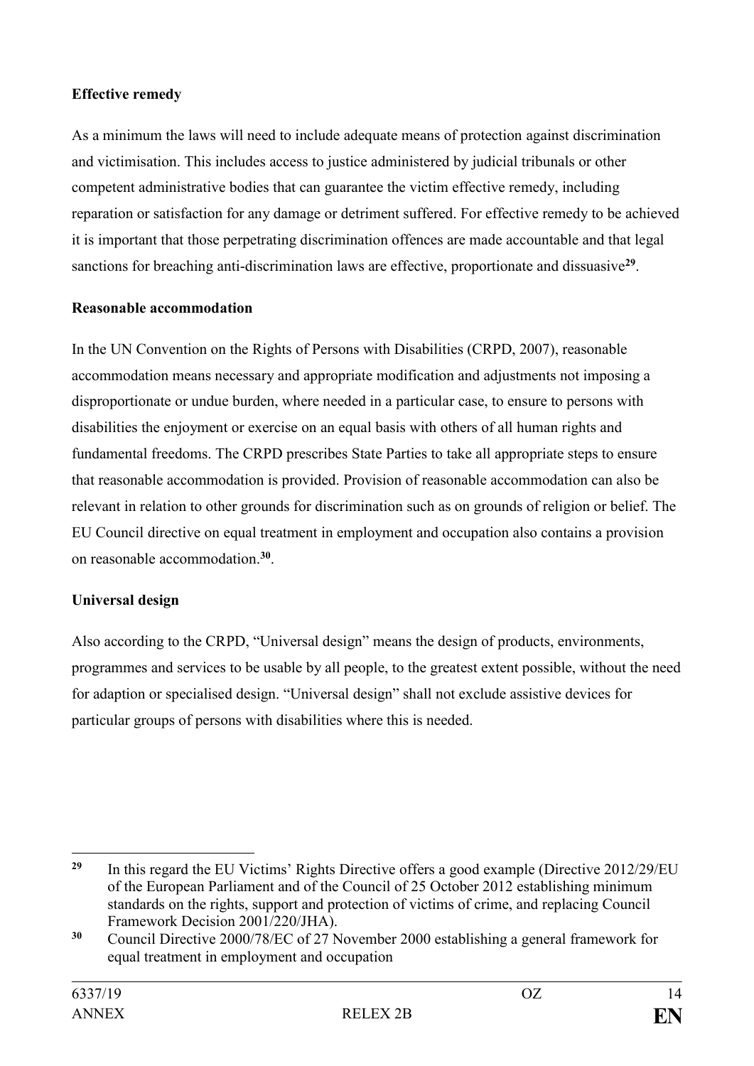**Effective remedy**

As a minimum the laws will need to include adequate means of protection against discrimination and victimisation. This includes access to justice administered by judicial tribunals or other competent administrative bodies that can guarantee the victim effective remedy, including reparation or satisfaction for any damage or detriment suffered. For effective remedy to be achieved it is important that those perpetrating discrimination offences are made accountable and that legal sanctions for breaching anti-discrimination laws are effective, proportionate and dissuasive[29].

**Reasonable accommodation**

In the UN Convention on the Rights of Persons with Disabilities (CRPD, 2007), reasonable accommodation means necessary and appropriate modification and adjustments not imposing a disproportionate or undue burden, where needed in a particular case, to ensure to persons with disabilities the enjoyment or exercise on an equal basis with others of all human rights and fundamental freedoms. The CRPD prescribes State Parties to take all appropriate steps to ensure that reasonable accommodation is provided. Provision of reasonable accommodation can also be relevant in relation to other grounds for discrimination such as on grounds of religion or belief. The EU Council directive on equal treatment in employment and occupation also contains a provision on reasonable accommodation.[30].

**Universal design**

Also according to the CRPD, "Universal design" means the design of products, environments, programmes and services to be usable by all people, to the greatest extent possible, without the need for adaption or specialised design. "Universal design" shall not exclude assistive devices for particular groups of persons with disabilities where this is needed.

---

[29] In this regard the EU Victims' Rights Directive offers a good example (Directive 2012/29/EU of the European Parliament and of the Council of 25 October 2012 establishing minimum standards on the rights, support and protection of victims of crime, and replacing Council Framework Decision 2001/220/JHA).

[30] Council Directive 2000/78/EC of 27 November 2000 establishing a general framework for equal treatment in employment and occupation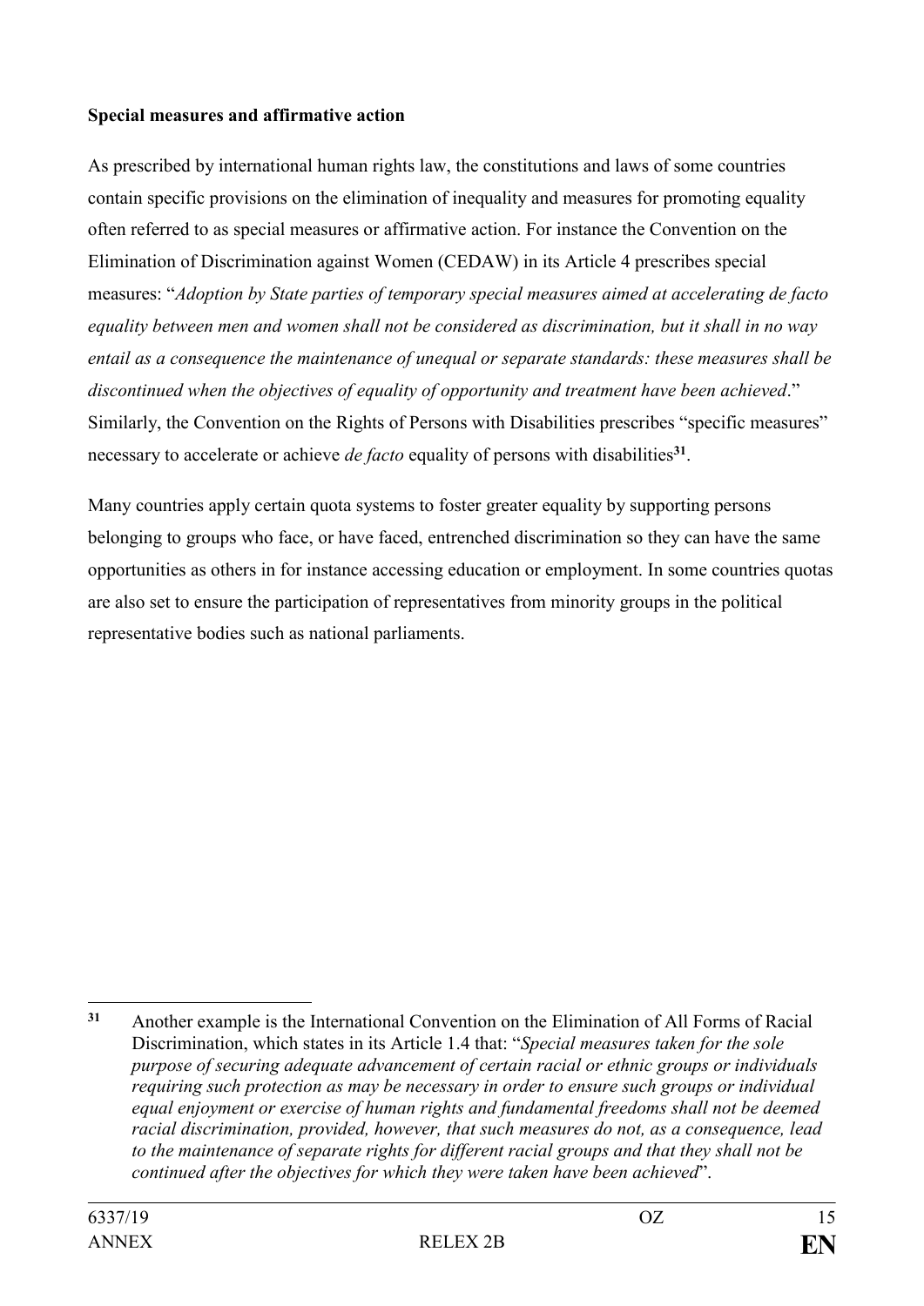**Special measures and affirmative action**

As prescribed by international human rights law, the constitutions and laws of some countries contain specific provisions on the elimination of inequality and measures for promoting equality often referred to as special measures or affirmative action. For instance the Convention on the Elimination of Discrimination against Women (CEDAW) in its Article 4 prescribes special measures: "*Adoption by State parties of temporary special measures aimed at accelerating de facto equality between men and women shall not be considered as discrimination, but it shall in no way entail as a consequence the maintenance of unequal or separate standards: these measures shall be discontinued when the objectives of equality of opportunity and treatment have been achieved*." Similarly, the Convention on the Rights of Persons with Disabilities prescribes "specific measures" necessary to accelerate or achieve *de facto* equality of persons with disabilities[31].

Many countries apply certain quota systems to foster greater equality by supporting persons belonging to groups who face, or have faced, entrenched discrimination so they can have the same opportunities as others in for instance accessing education or employment. In some countries quotas are also set to ensure the participation of representatives from minority groups in the political representative bodies such as national parliaments.

---

[31] Another example is the International Convention on the Elimination of All Forms of Racial Discrimination, which states in its Article 1.4 that: "*Special measures taken for the sole purpose of securing adequate advancement of certain racial or ethnic groups or individuals requiring such protection as may be necessary in order to ensure such groups or individual equal enjoyment or exercise of human rights and fundamental freedoms shall not be deemed racial discrimination, provided, however, that such measures do not, as a consequence, lead to the maintenance of separate rights for different racial groups and that they shall not be continued after the objectives for which they were taken have been achieved*".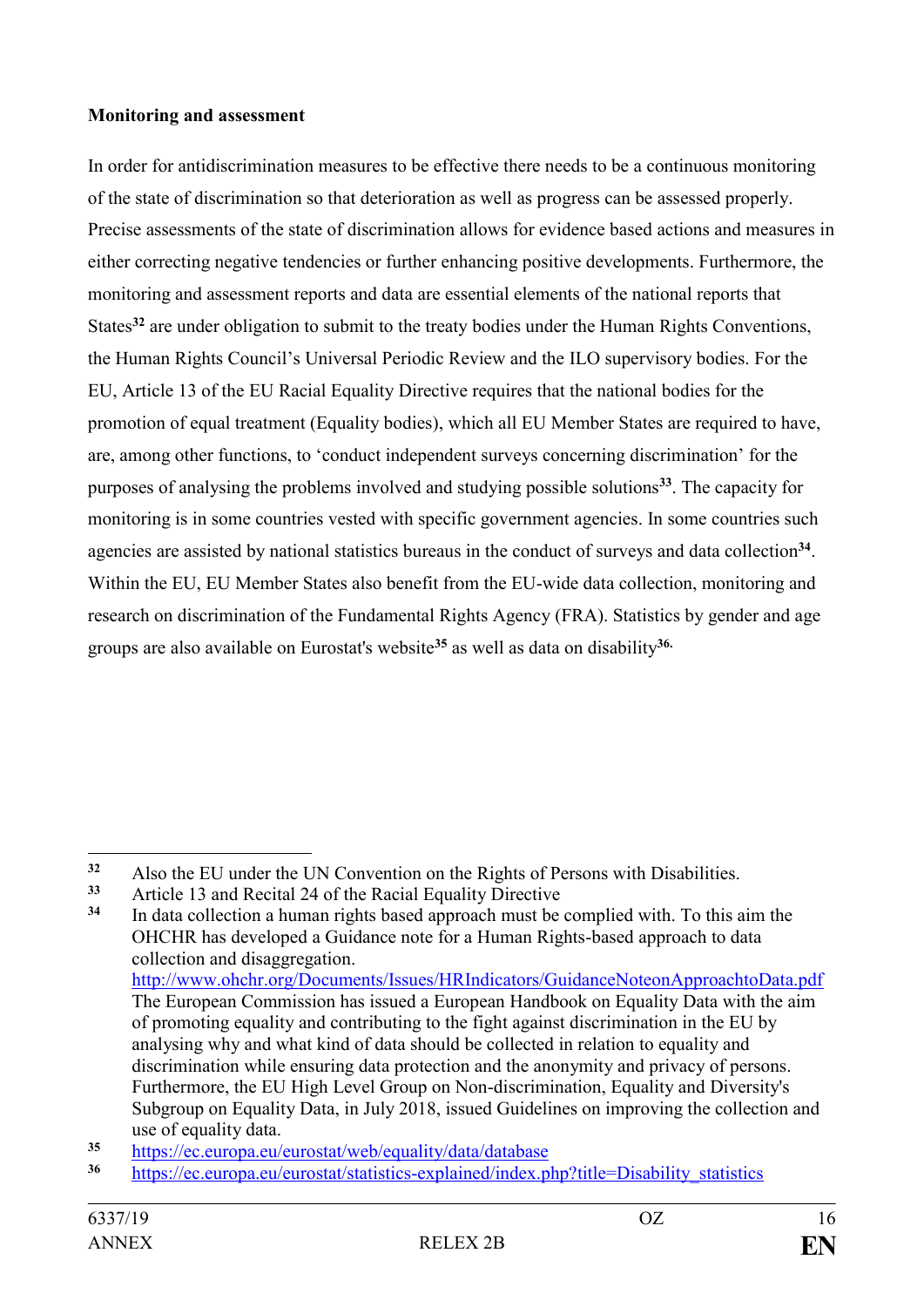**Monitoring and assessment**

In order for antidiscrimination measures to be effective there needs to be a continuous monitoring of the state of discrimination so that deterioration as well as progress can be assessed properly. Precise assessments of the state of discrimination allows for evidence based actions and measures in either correcting negative tendencies or further enhancing positive developments. Furthermore, the monitoring and assessment reports and data are essential elements of the national reports that States[32] are under obligation to submit to the treaty bodies under the Human Rights Conventions, the Human Rights Council's Universal Periodic Review and the ILO supervisory bodies. For the EU, Article 13 of the EU Racial Equality Directive requires that the national bodies for the promotion of equal treatment (Equality bodies), which all EU Member States are required to have, are, among other functions, to 'conduct independent surveys concerning discrimination' for the purposes of analysing the problems involved and studying possible solutions[33]. The capacity for monitoring is in some countries vested with specific government agencies. In some countries such agencies are assisted by national statistics bureaus in the conduct of surveys and data collection[34]. Within the EU, EU Member States also benefit from the EU-wide data collection, monitoring and research on discrimination of the Fundamental Rights Agency (FRA). Statistics by gender and age groups are also available on Eurostat's website[35] as well as data on disability[36].

---

[32] Also the EU under the UN Convention on the Rights of Persons with Disabilities.

[33] Article 13 and Recital 24 of the Racial Equality Directive

[34] In data collection a human rights based approach must be complied with. To this aim the OHCHR has developed a Guidance note for a Human Rights-based approach to data collection and disaggregation. http://www.ohchr.org/Documents/Issues/HRIndicators/GuidanceNoteonApproachtoData.pdf The European Commission has issued a European Handbook on Equality Data with the aim of promoting equality and contributing to the fight against discrimination in the EU by analysing why and what kind of data should be collected in relation to equality and discrimination while ensuring data protection and the anonymity and privacy of persons. Furthermore, the EU High Level Group on Non-discrimination, Equality and Diversity's Subgroup on Equality Data, in July 2018, issued Guidelines on improving the collection and use of equality data.

[35] https://ec.europa.eu/eurostat/web/equality/data/database

[36] https://ec.europa.eu/eurostat/statistics-explained/index.php?title=Disability_statistics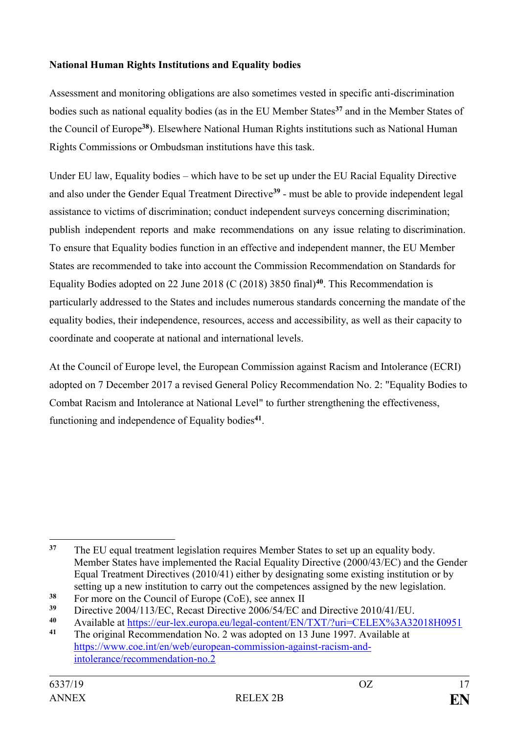**National Human Rights Institutions and Equality bodies**

Assessment and monitoring obligations are also sometimes vested in specific anti-discrimination bodies such as national equality bodies (as in the EU Member States[37] and in the Member States of the Council of Europe[38]). Elsewhere National Human Rights institutions such as National Human Rights Commissions or Ombudsman institutions have this task.

Under EU law, Equality bodies – which have to be set up under the EU Racial Equality Directive and also under the Gender Equal Treatment Directive[39] - must be able to provide independent legal assistance to victims of discrimination; conduct independent surveys concerning discrimination; publish independent reports and make recommendations on any issue relating to discrimination. To ensure that Equality bodies function in an effective and independent manner, the EU Member States are recommended to take into account the Commission Recommendation on Standards for Equality Bodies adopted on 22 June 2018 (C (2018) 3850 final)[40]. This Recommendation is particularly addressed to the States and includes numerous standards concerning the mandate of the equality bodies, their independence, resources, access and accessibility, as well as their capacity to coordinate and cooperate at national and international levels.

At the Council of Europe level, the European Commission against Racism and Intolerance (ECRI) adopted on 7 December 2017 a revised General Policy Recommendation No. 2: "Equality Bodies to Combat Racism and Intolerance at National Level" to further strengthening the effectiveness, functioning and independence of Equality bodies[41].

---

[37] The EU equal treatment legislation requires Member States to set up an equality body. Member States have implemented the Racial Equality Directive (2000/43/EC) and the Gender Equal Treatment Directives (2010/41) either by designating some existing institution or by setting up a new institution to carry out the competences assigned by the new legislation.

[38] For more on the Council of Europe (CoE), see annex II

[39] Directive 2004/113/EC, Recast Directive 2006/54/EC and Directive 2010/41/EU.

[40] Available at https://eur-lex.europa.eu/legal-content/EN/TXT/?uri=CELEX%3A32018H0951

[41] The original Recommendation No. 2 was adopted on 13 June 1997. Available at https://www.coe.int/en/web/european-commission-against-racism-and-intolerance/recommendation-no.2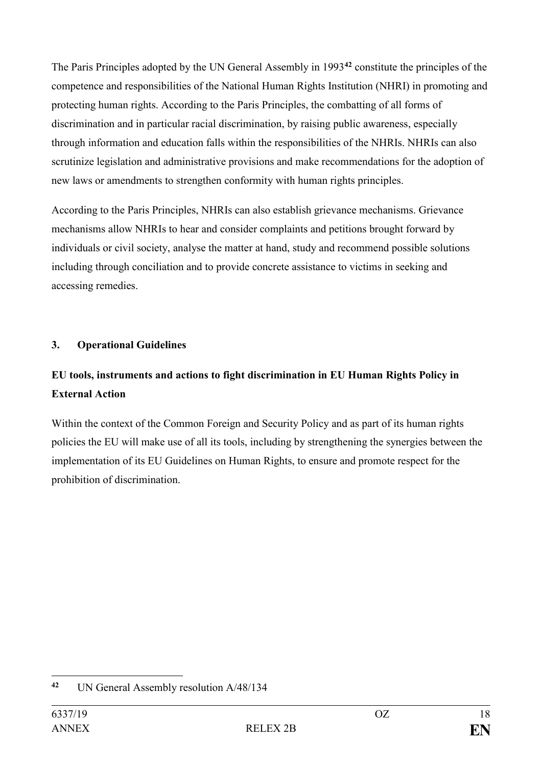The Paris Principles adopted by the UN General Assembly in 1993[42] constitute the principles of the competence and responsibilities of the National Human Rights Institution (NHRI) in promoting and protecting human rights. According to the Paris Principles, the combatting of all forms of discrimination and in particular racial discrimination, by raising public awareness, especially through information and education falls within the responsibilities of the NHRIs. NHRIs can also scrutinize legislation and administrative provisions and make recommendations for the adoption of new laws or amendments to strengthen conformity with human rights principles.

According to the Paris Principles, NHRIs can also establish grievance mechanisms. Grievance mechanisms allow NHRIs to hear and consider complaints and petitions brought forward by individuals or civil society, analyse the matter at hand, study and recommend possible solutions including through conciliation and to provide concrete assistance to victims in seeking and accessing remedies.

## 3. Operational Guidelines

**EU tools, instruments and actions to fight discrimination in EU Human Rights Policy in External Action**

Within the context of the Common Foreign and Security Policy and as part of its human rights policies the EU will make use of all its tools, including by strengthening the synergies between the implementation of its EU Guidelines on Human Rights, to ensure and promote respect for the prohibition of discrimination.

---

[42] UN General Assembly resolution A/48/134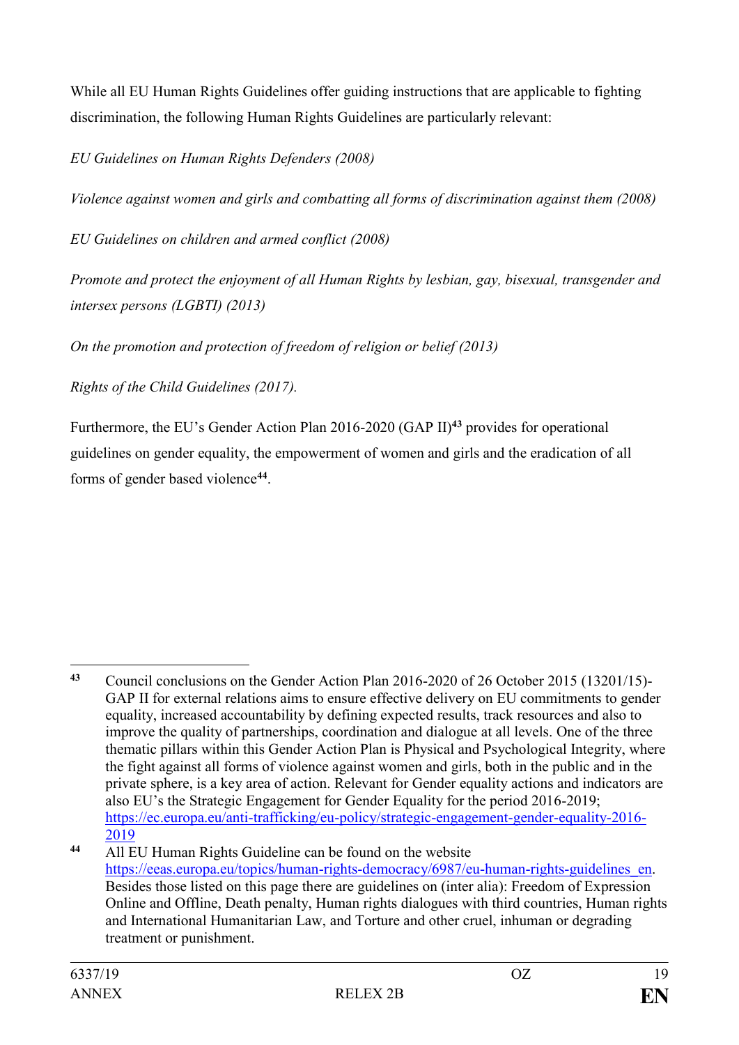While all EU Human Rights Guidelines offer guiding instructions that are applicable to fighting discrimination, the following Human Rights Guidelines are particularly relevant:

*EU Guidelines on Human Rights Defenders (2008)*

*Violence against women and girls and combatting all forms of discrimination against them (2008)*

*EU Guidelines on children and armed conflict (2008)*

*Promote and protect the enjoyment of all Human Rights by lesbian, gay, bisexual, transgender and intersex persons (LGBTI) (2013)*

*On the promotion and protection of freedom of religion or belief (2013)*

*Rights of the Child Guidelines (2017).*

Furthermore, the EU's Gender Action Plan 2016-2020 (GAP II)[43] provides for operational guidelines on gender equality, the empowerment of women and girls and the eradication of all forms of gender based violence[44].

---

[43] Council conclusions on the Gender Action Plan 2016-2020 of 26 October 2015 (13201/15)- GAP II for external relations aims to ensure effective delivery on EU commitments to gender equality, increased accountability by defining expected results, track resources and also to improve the quality of partnerships, coordination and dialogue at all levels. One of the three thematic pillars within this Gender Action Plan is Physical and Psychological Integrity, where the fight against all forms of violence against women and girls, both in the public and in the private sphere, is a key area of action. Relevant for Gender equality actions and indicators are also EU's the Strategic Engagement for Gender Equality for the period 2016-2019; https://ec.europa.eu/anti-trafficking/eu-policy/strategic-engagement-gender-equality-2016-2019

[44] All EU Human Rights Guideline can be found on the website https://eeas.europa.eu/topics/human-rights-democracy/6987/eu-human-rights-guidelines_en. Besides those listed on this page there are guidelines on (inter alia): Freedom of Expression Online and Offline, Death penalty, Human rights dialogues with third countries, Human rights and International Humanitarian Law, and Torture and other cruel, inhuman or degrading treatment or punishment.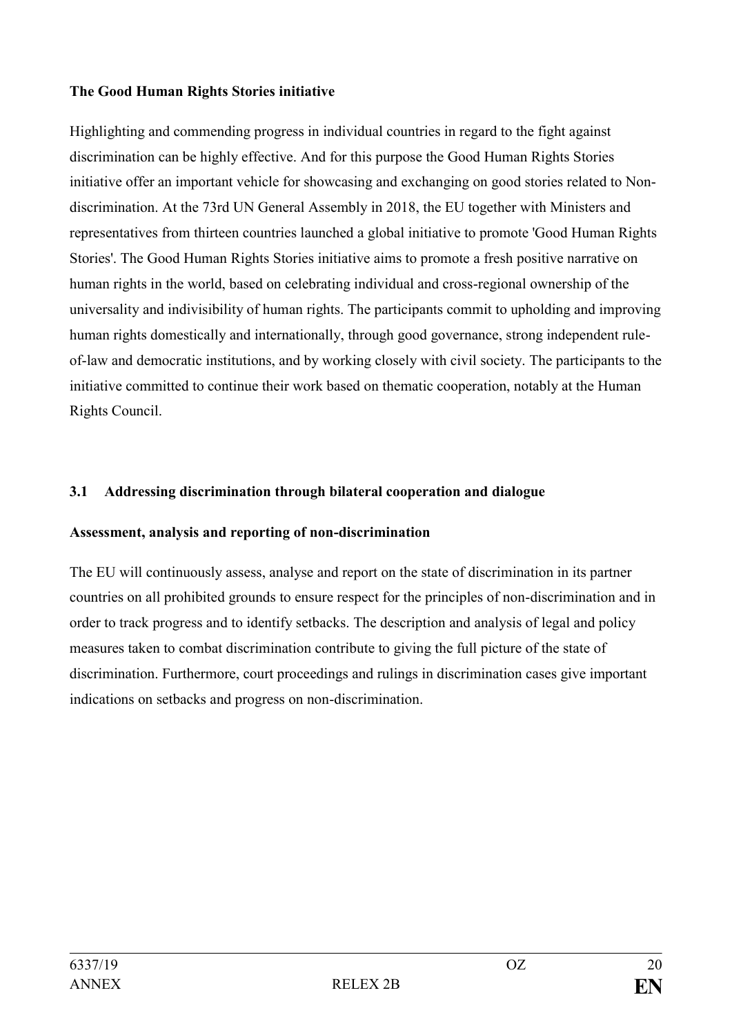**The Good Human Rights Stories initiative**

Highlighting and commending progress in individual countries in regard to the fight against discrimination can be highly effective. And for this purpose the Good Human Rights Stories initiative offer an important vehicle for showcasing and exchanging on good stories related to Non-discrimination. At the 73rd UN General Assembly in 2018, the EU together with Ministers and representatives from thirteen countries launched a global initiative to promote 'Good Human Rights Stories'. The Good Human Rights Stories initiative aims to promote a fresh positive narrative on human rights in the world, based on celebrating individual and cross-regional ownership of the universality and indivisibility of human rights. The participants commit to upholding and improving human rights domestically and internationally, through good governance, strong independent rule-of-law and democratic institutions, and by working closely with civil society. The participants to the initiative committed to continue their work based on thematic cooperation, notably at the Human Rights Council.

## 3.1 Addressing discrimination through bilateral cooperation and dialogue

**Assessment, analysis and reporting of non-discrimination**

The EU will continuously assess, analyse and report on the state of discrimination in its partner countries on all prohibited grounds to ensure respect for the principles of non-discrimination and in order to track progress and to identify setbacks. The description and analysis of legal and policy measures taken to combat discrimination contribute to giving the full picture of the state of discrimination. Furthermore, court proceedings and rulings in discrimination cases give important indications on setbacks and progress on non-discrimination.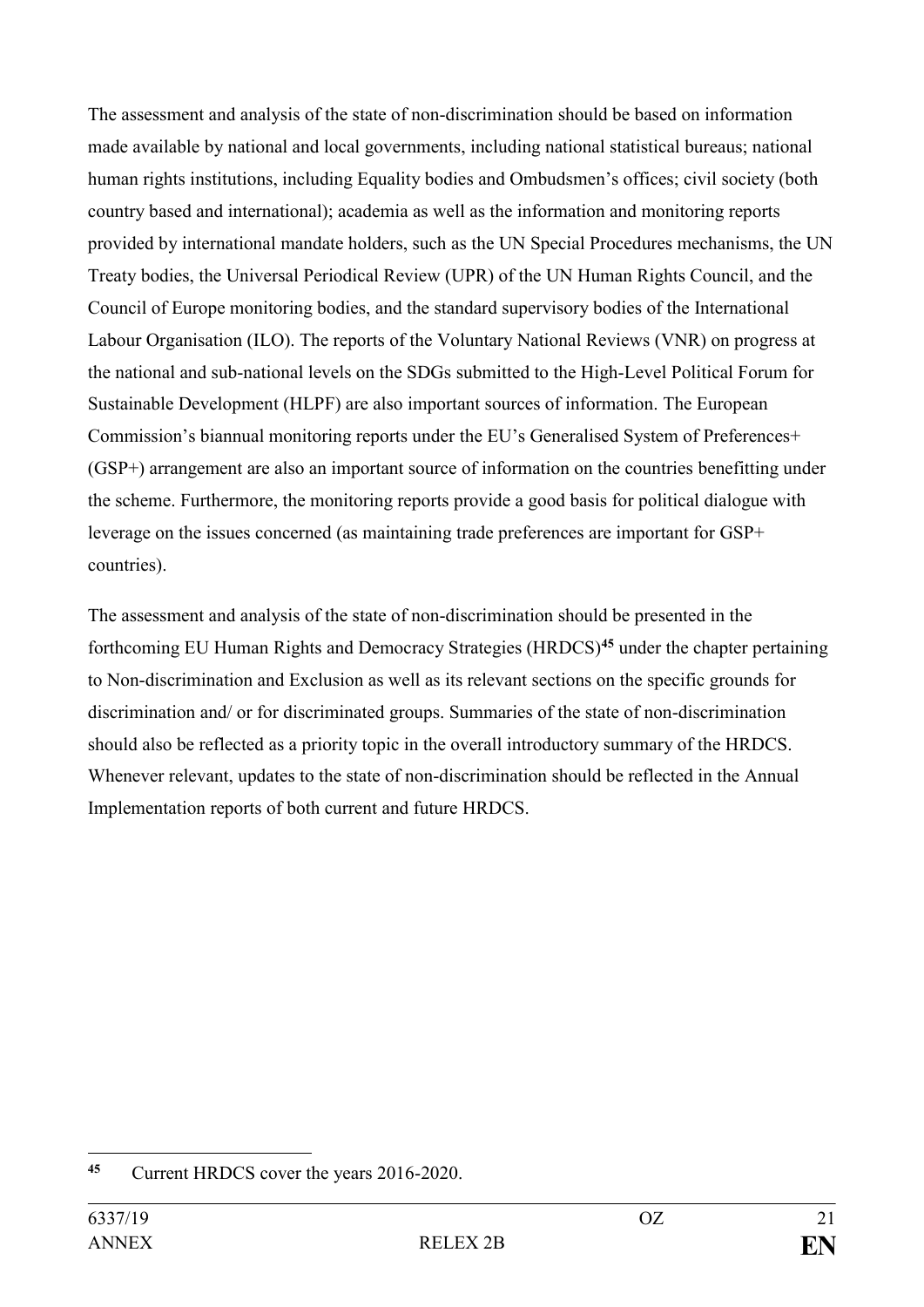The assessment and analysis of the state of non-discrimination should be based on information made available by national and local governments, including national statistical bureaus; national human rights institutions, including Equality bodies and Ombudsmen's offices; civil society (both country based and international); academia as well as the information and monitoring reports provided by international mandate holders, such as the UN Special Procedures mechanisms, the UN Treaty bodies, the Universal Periodical Review (UPR) of the UN Human Rights Council, and the Council of Europe monitoring bodies, and the standard supervisory bodies of the International Labour Organisation (ILO). The reports of the Voluntary National Reviews (VNR) on progress at the national and sub-national levels on the SDGs submitted to the High-Level Political Forum for Sustainable Development (HLPF) are also important sources of information. The European Commission's biannual monitoring reports under the EU's Generalised System of Preferences+ (GSP+) arrangement are also an important source of information on the countries benefitting under the scheme. Furthermore, the monitoring reports provide a good basis for political dialogue with leverage on the issues concerned (as maintaining trade preferences are important for GSP+ countries).

The assessment and analysis of the state of non-discrimination should be presented in the forthcoming EU Human Rights and Democracy Strategies (HRDCS)[45] under the chapter pertaining to Non-discrimination and Exclusion as well as its relevant sections on the specific grounds for discrimination and/ or for discriminated groups. Summaries of the state of non-discrimination should also be reflected as a priority topic in the overall introductory summary of the HRDCS. Whenever relevant, updates to the state of non-discrimination should be reflected in the Annual Implementation reports of both current and future HRDCS.

---

[45] Current HRDCS cover the years 2016-2020.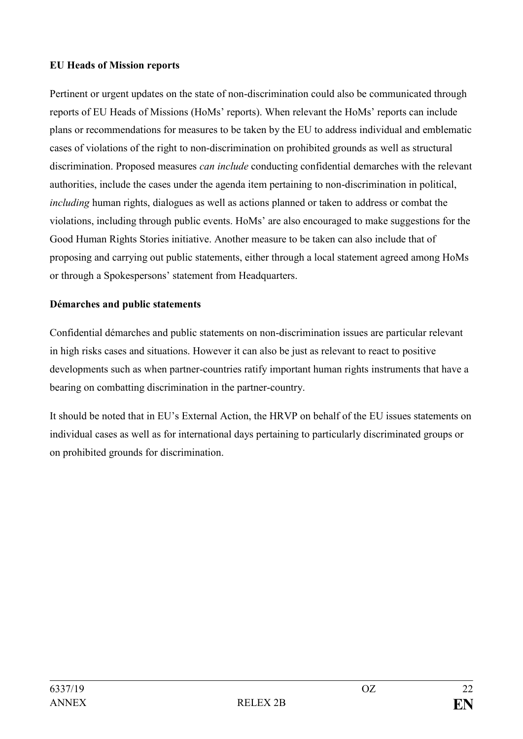**EU Heads of Mission reports**

Pertinent or urgent updates on the state of non-discrimination could also be communicated through reports of EU Heads of Missions (HoMs' reports). When relevant the HoMs' reports can include plans or recommendations for measures to be taken by the EU to address individual and emblematic cases of violations of the right to non-discrimination on prohibited grounds as well as structural discrimination. Proposed measures *can include* conducting confidential demarches with the relevant authorities, include the cases under the agenda item pertaining to non-discrimination in political, *including* human rights, dialogues as well as actions planned or taken to address or combat the violations, including through public events. HoMs' are also encouraged to make suggestions for the Good Human Rights Stories initiative. Another measure to be taken can also include that of proposing and carrying out public statements, either through a local statement agreed among HoMs or through a Spokespersons' statement from Headquarters.

**Démarches and public statements**

Confidential démarches and public statements on non-discrimination issues are particular relevant in high risks cases and situations. However it can also be just as relevant to react to positive developments such as when partner-countries ratify important human rights instruments that have a bearing on combatting discrimination in the partner-country.

It should be noted that in EU's External Action, the HRVP on behalf of the EU issues statements on individual cases as well as for international days pertaining to particularly discriminated groups or on prohibited grounds for discrimination.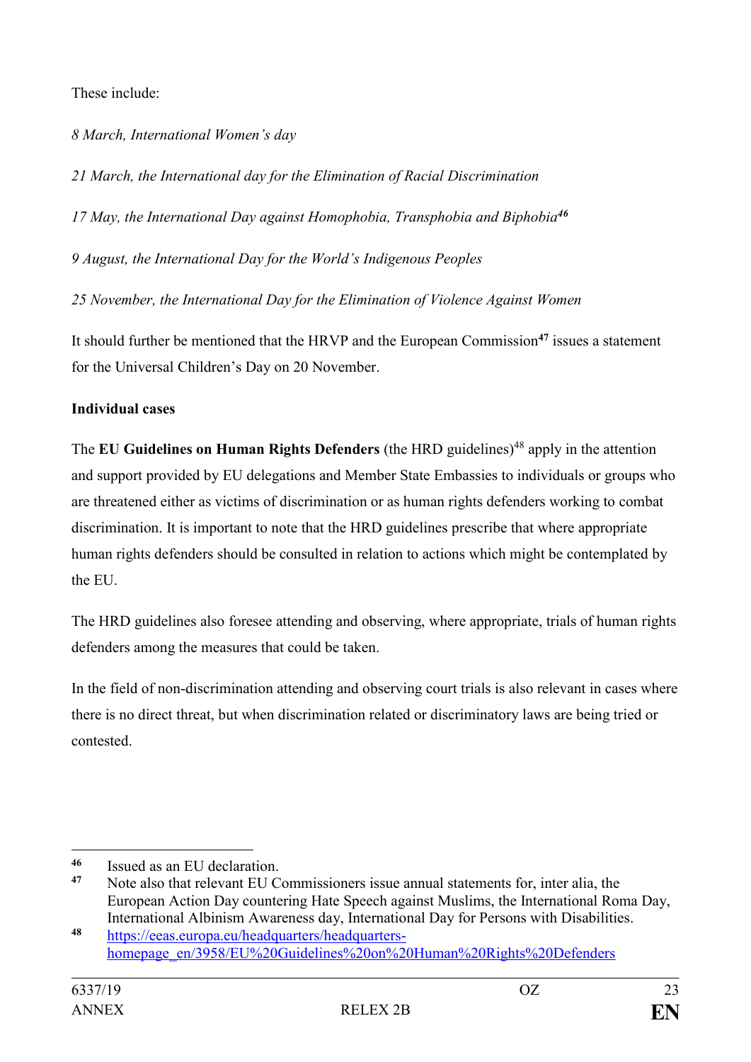These include:

*8 March, International Women's day*

*21 March, the International day for the Elimination of Racial Discrimination*

*17 May, the International Day against Homophobia, Transphobia and Biphobia*[46]

*9 August, the International Day for the World's Indigenous Peoples*

*25 November, the International Day for the Elimination of Violence Against Women*

It should further be mentioned that the HRVP and the European Commission[47] issues a statement for the Universal Children's Day on 20 November.

**Individual cases**

The **EU Guidelines on Human Rights Defenders** (the HRD guidelines)[48] apply in the attention and support provided by EU delegations and Member State Embassies to individuals or groups who are threatened either as victims of discrimination or as human rights defenders working to combat discrimination. It is important to note that the HRD guidelines prescribe that where appropriate human rights defenders should be consulted in relation to actions which might be contemplated by the EU.

The HRD guidelines also foresee attending and observing, where appropriate, trials of human rights defenders among the measures that could be taken.

In the field of non-discrimination attending and observing court trials is also relevant in cases where there is no direct threat, but when discrimination related or discriminatory laws are being tried or contested.

---

[46] Issued as an EU declaration.

[47] Note also that relevant EU Commissioners issue annual statements for, inter alia, the European Action Day countering Hate Speech against Muslims, the International Roma Day, International Albinism Awareness day, International Day for Persons with Disabilities.

[48] https://eeas.europa.eu/headquarters/headquarters-homepage_en/3958/EU%20Guidelines%20on%20Human%20Rights%20Defenders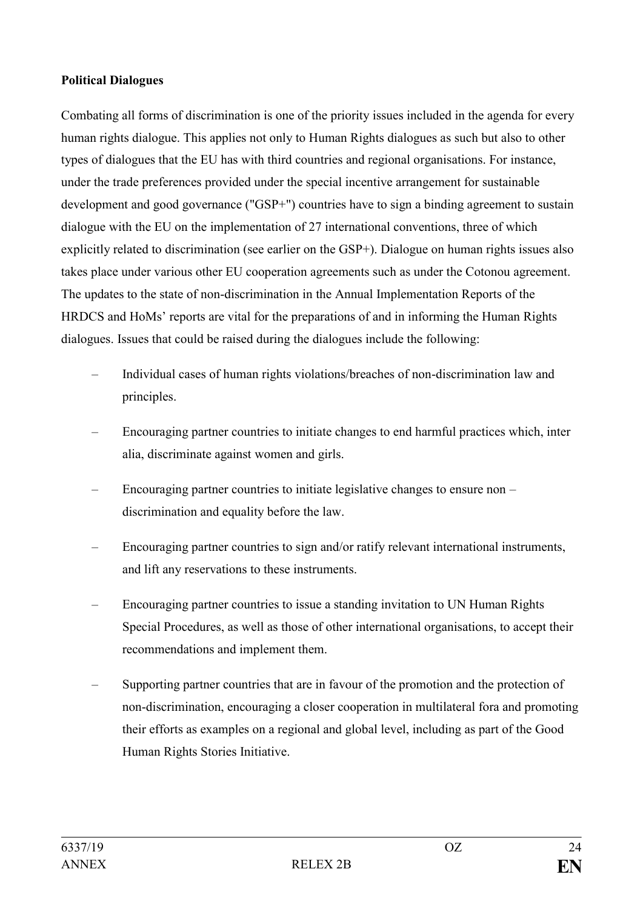**Political Dialogues**

Combating all forms of discrimination is one of the priority issues included in the agenda for every human rights dialogue. This applies not only to Human Rights dialogues as such but also to other types of dialogues that the EU has with third countries and regional organisations. For instance, under the trade preferences provided under the special incentive arrangement for sustainable development and good governance ("GSP+") countries have to sign a binding agreement to sustain dialogue with the EU on the implementation of 27 international conventions, three of which explicitly related to discrimination (see earlier on the GSP+). Dialogue on human rights issues also takes place under various other EU cooperation agreements such as under the Cotonou agreement. The updates to the state of non-discrimination in the Annual Implementation Reports of the HRDCS and HoMs' reports are vital for the preparations of and in informing the Human Rights dialogues. Issues that could be raised during the dialogues include the following:

- Individual cases of human rights violations/breaches of non-discrimination law and principles.
- Encouraging partner countries to initiate changes to end harmful practices which, inter alia, discriminate against women and girls.
- Encouraging partner countries to initiate legislative changes to ensure non – discrimination and equality before the law.
- Encouraging partner countries to sign and/or ratify relevant international instruments, and lift any reservations to these instruments.
- Encouraging partner countries to issue a standing invitation to UN Human Rights Special Procedures, as well as those of other international organisations, to accept their recommendations and implement them.
- Supporting partner countries that are in favour of the promotion and the protection of non-discrimination, encouraging a closer cooperation in multilateral fora and promoting their efforts as examples on a regional and global level, including as part of the Good Human Rights Stories Initiative.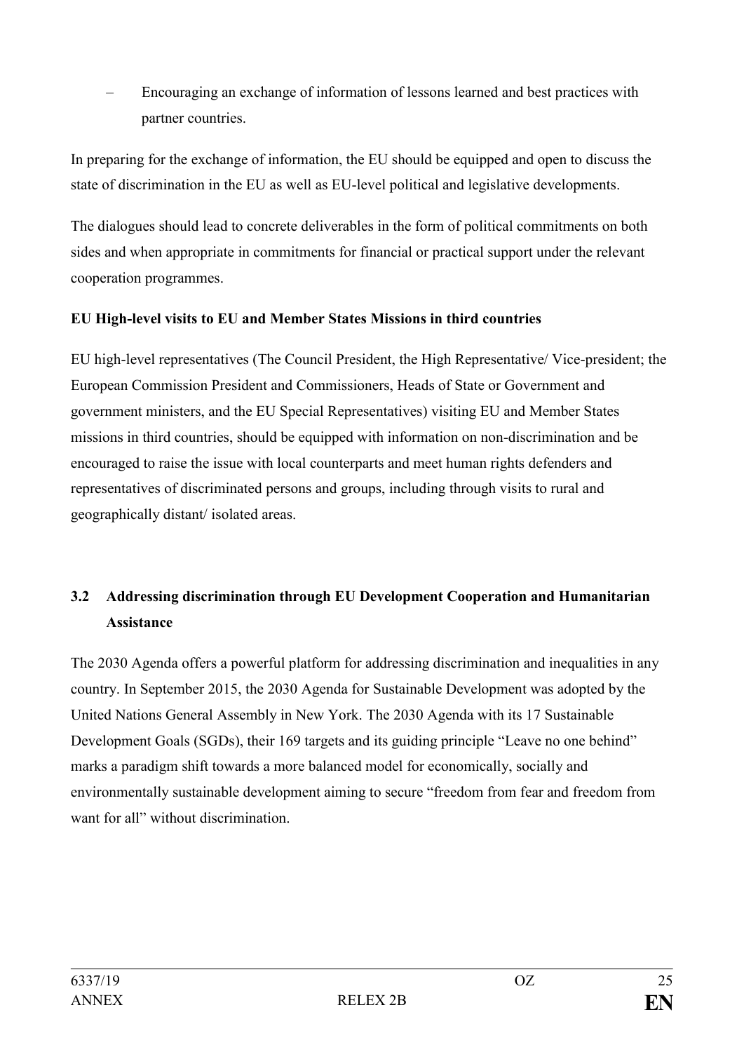– Encouraging an exchange of information of lessons learned and best practices with partner countries.

In preparing for the exchange of information, the EU should be equipped and open to discuss the state of discrimination in the EU as well as EU-level political and legislative developments.

The dialogues should lead to concrete deliverables in the form of political commitments on both sides and when appropriate in commitments for financial or practical support under the relevant cooperation programmes.

**EU High-level visits to EU and Member States Missions in third countries**

EU high-level representatives (The Council President, the High Representative/ Vice-president; the European Commission President and Commissioners, Heads of State or Government and government ministers, and the EU Special Representatives) visiting EU and Member States missions in third countries, should be equipped with information on non-discrimination and be encouraged to raise the issue with local counterparts and meet human rights defenders and representatives of discriminated persons and groups, including through visits to rural and geographically distant/ isolated areas.

## 3.2 Addressing discrimination through EU Development Cooperation and Humanitarian Assistance

The 2030 Agenda offers a powerful platform for addressing discrimination and inequalities in any country. In September 2015, the 2030 Agenda for Sustainable Development was adopted by the United Nations General Assembly in New York. The 2030 Agenda with its 17 Sustainable Development Goals (SGDs), their 169 targets and its guiding principle "Leave no one behind" marks a paradigm shift towards a more balanced model for economically, socially and environmentally sustainable development aiming to secure "freedom from fear and freedom from want for all" without discrimination.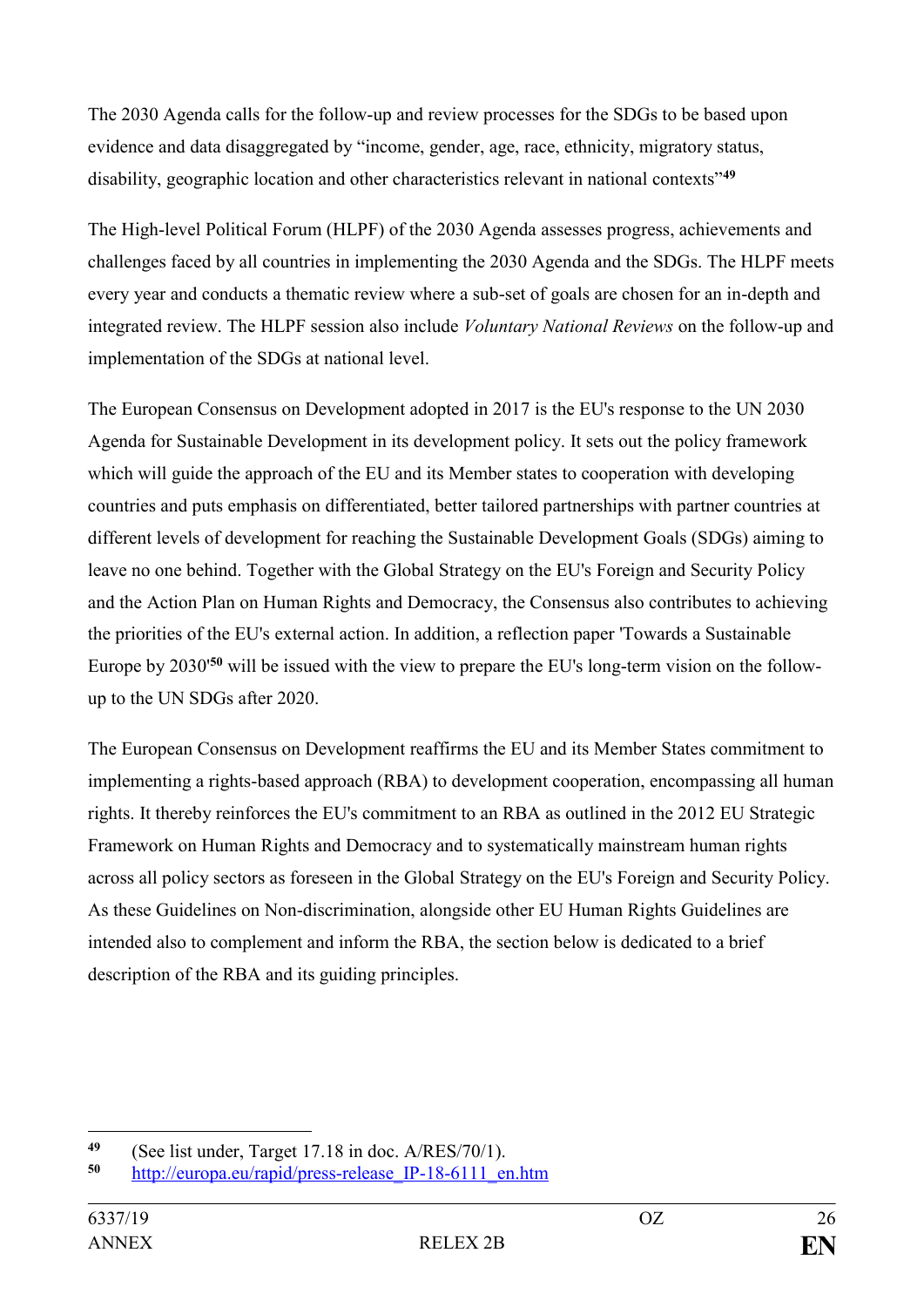The 2030 Agenda calls for the follow-up and review processes for the SDGs to be based upon evidence and data disaggregated by "income, gender, age, race, ethnicity, migratory status, disability, geographic location and other characteristics relevant in national contexts"[49]

The High-level Political Forum (HLPF) of the 2030 Agenda assesses progress, achievements and challenges faced by all countries in implementing the 2030 Agenda and the SDGs. The HLPF meets every year and conducts a thematic review where a sub-set of goals are chosen for an in-depth and integrated review. The HLPF session also include *Voluntary National Reviews* on the follow-up and implementation of the SDGs at national level.

The European Consensus on Development adopted in 2017 is the EU's response to the UN 2030 Agenda for Sustainable Development in its development policy. It sets out the policy framework which will guide the approach of the EU and its Member states to cooperation with developing countries and puts emphasis on differentiated, better tailored partnerships with partner countries at different levels of development for reaching the Sustainable Development Goals (SDGs) aiming to leave no one behind. Together with the Global Strategy on the EU's Foreign and Security Policy and the Action Plan on Human Rights and Democracy, the Consensus also contributes to achieving the priorities of the EU's external action. In addition, a reflection paper 'Towards a Sustainable Europe by 2030'[50] will be issued with the view to prepare the EU's long-term vision on the follow-up to the UN SDGs after 2020.

The European Consensus on Development reaffirms the EU and its Member States commitment to implementing a rights-based approach (RBA) to development cooperation, encompassing all human rights. It thereby reinforces the EU's commitment to an RBA as outlined in the 2012 EU Strategic Framework on Human Rights and Democracy and to systematically mainstream human rights across all policy sectors as foreseen in the Global Strategy on the EU's Foreign and Security Policy. As these Guidelines on Non-discrimination, alongside other EU Human Rights Guidelines are intended also to complement and inform the RBA, the section below is dedicated to a brief description of the RBA and its guiding principles.

---

[49] (See list under, Target 17.18 in doc. A/RES/70/1).

[50] http://europa.eu/rapid/press-release_IP-18-6111_en.htm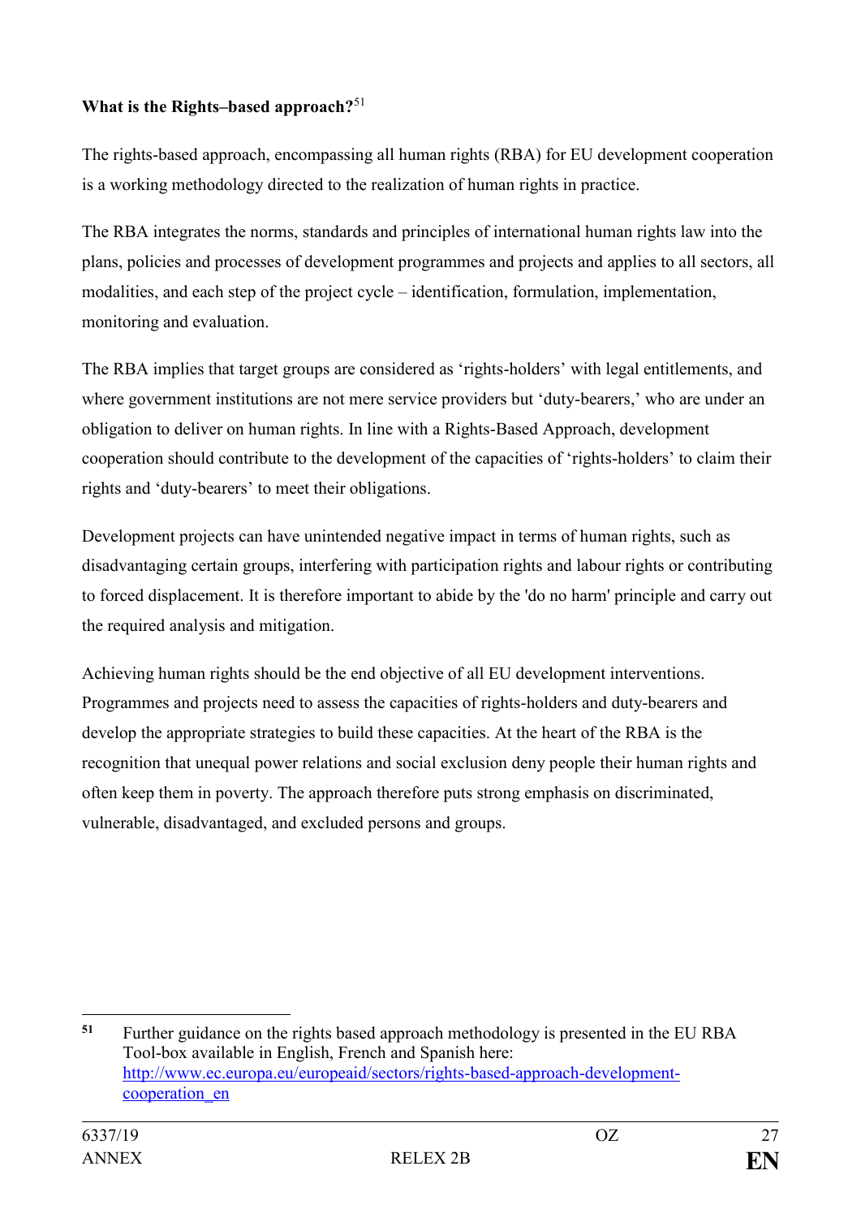**What is the Rights–based approach?**[51]

The rights-based approach, encompassing all human rights (RBA) for EU development cooperation is a working methodology directed to the realization of human rights in practice.

The RBA integrates the norms, standards and principles of international human rights law into the plans, policies and processes of development programmes and projects and applies to all sectors, all modalities, and each step of the project cycle – identification, formulation, implementation, monitoring and evaluation.

The RBA implies that target groups are considered as 'rights-holders' with legal entitlements, and where government institutions are not mere service providers but 'duty-bearers,' who are under an obligation to deliver on human rights. In line with a Rights-Based Approach, development cooperation should contribute to the development of the capacities of 'rights-holders' to claim their rights and 'duty-bearers' to meet their obligations.

Development projects can have unintended negative impact in terms of human rights, such as disadvantaging certain groups, interfering with participation rights and labour rights or contributing to forced displacement. It is therefore important to abide by the 'do no harm' principle and carry out the required analysis and mitigation.

Achieving human rights should be the end objective of all EU development interventions. Programmes and projects need to assess the capacities of rights-holders and duty-bearers and develop the appropriate strategies to build these capacities. At the heart of the RBA is the recognition that unequal power relations and social exclusion deny people their human rights and often keep them in poverty. The approach therefore puts strong emphasis on discriminated, vulnerable, disadvantaged, and excluded persons and groups.

---

[51] Further guidance on the rights based approach methodology is presented in the EU RBA Tool-box available in English, French and Spanish here: http://www.ec.europa.eu/europeaid/sectors/rights-based-approach-development-cooperation_en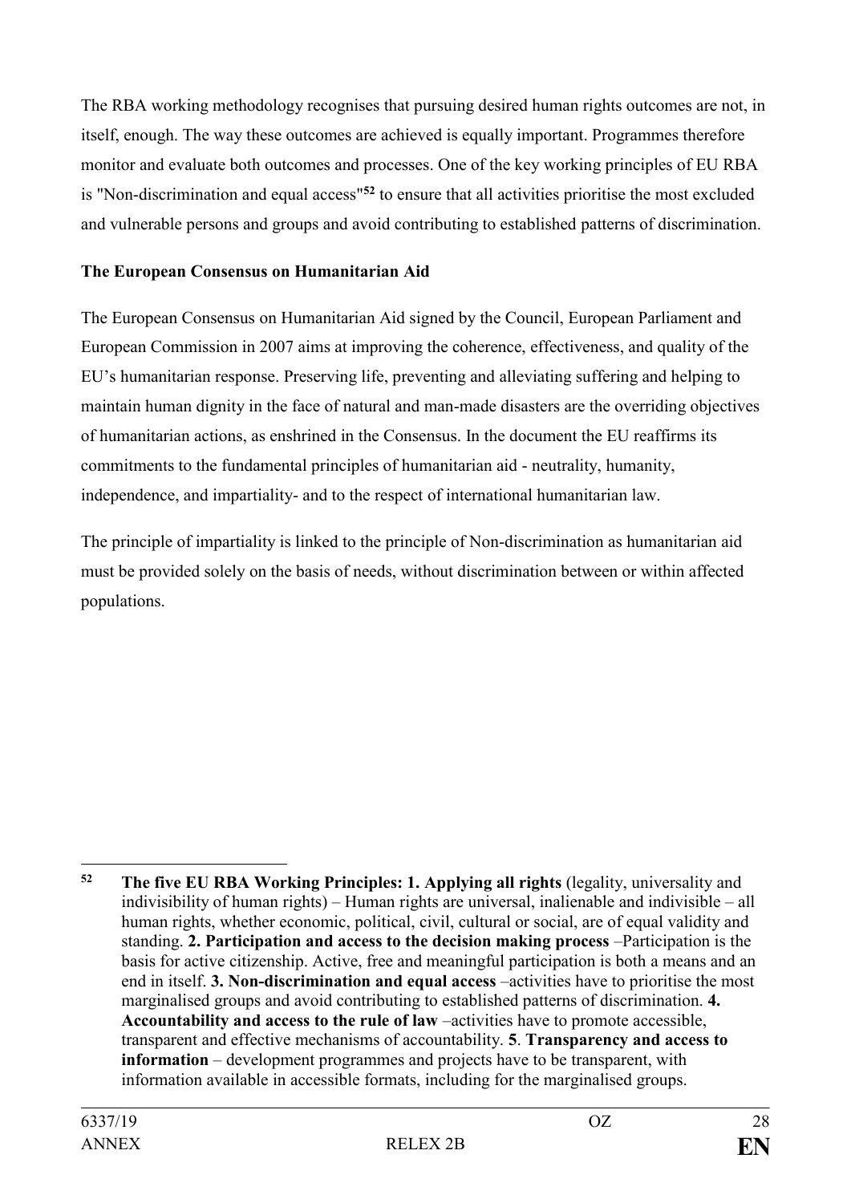The RBA working methodology recognises that pursuing desired human rights outcomes are not, in itself, enough. The way these outcomes are achieved is equally important. Programmes therefore monitor and evaluate both outcomes and processes. One of the key working principles of EU RBA is "Non-discrimination and equal access"[52] to ensure that all activities prioritise the most excluded and vulnerable persons and groups and avoid contributing to established patterns of discrimination.

**The European Consensus on Humanitarian Aid**

The European Consensus on Humanitarian Aid signed by the Council, European Parliament and European Commission in 2007 aims at improving the coherence, effectiveness, and quality of the EU's humanitarian response. Preserving life, preventing and alleviating suffering and helping to maintain human dignity in the face of natural and man-made disasters are the overriding objectives of humanitarian actions, as enshrined in the Consensus. In the document the EU reaffirms its commitments to the fundamental principles of humanitarian aid - neutrality, humanity, independence, and impartiality- and to the respect of international humanitarian law.

The principle of impartiality is linked to the principle of Non-discrimination as humanitarian aid must be provided solely on the basis of needs, without discrimination between or within affected populations.

---

[52] **The five EU RBA Working Principles: 1. Applying all rights** (legality, universality and indivisibility of human rights) – Human rights are universal, inalienable and indivisible – all human rights, whether economic, political, civil, cultural or social, are of equal validity and standing. **2. Participation and access to the decision making process** –Participation is the basis for active citizenship. Active, free and meaningful participation is both a means and an end in itself. **3. Non-discrimination and equal access** –activities have to prioritise the most marginalised groups and avoid contributing to established patterns of discrimination. **4. Accountability and access to the rule of law** –activities have to promote accessible, transparent and effective mechanisms of accountability. **5**. **Transparency and access to information** – development programmes and projects have to be transparent, with information available in accessible formats, including for the marginalised groups.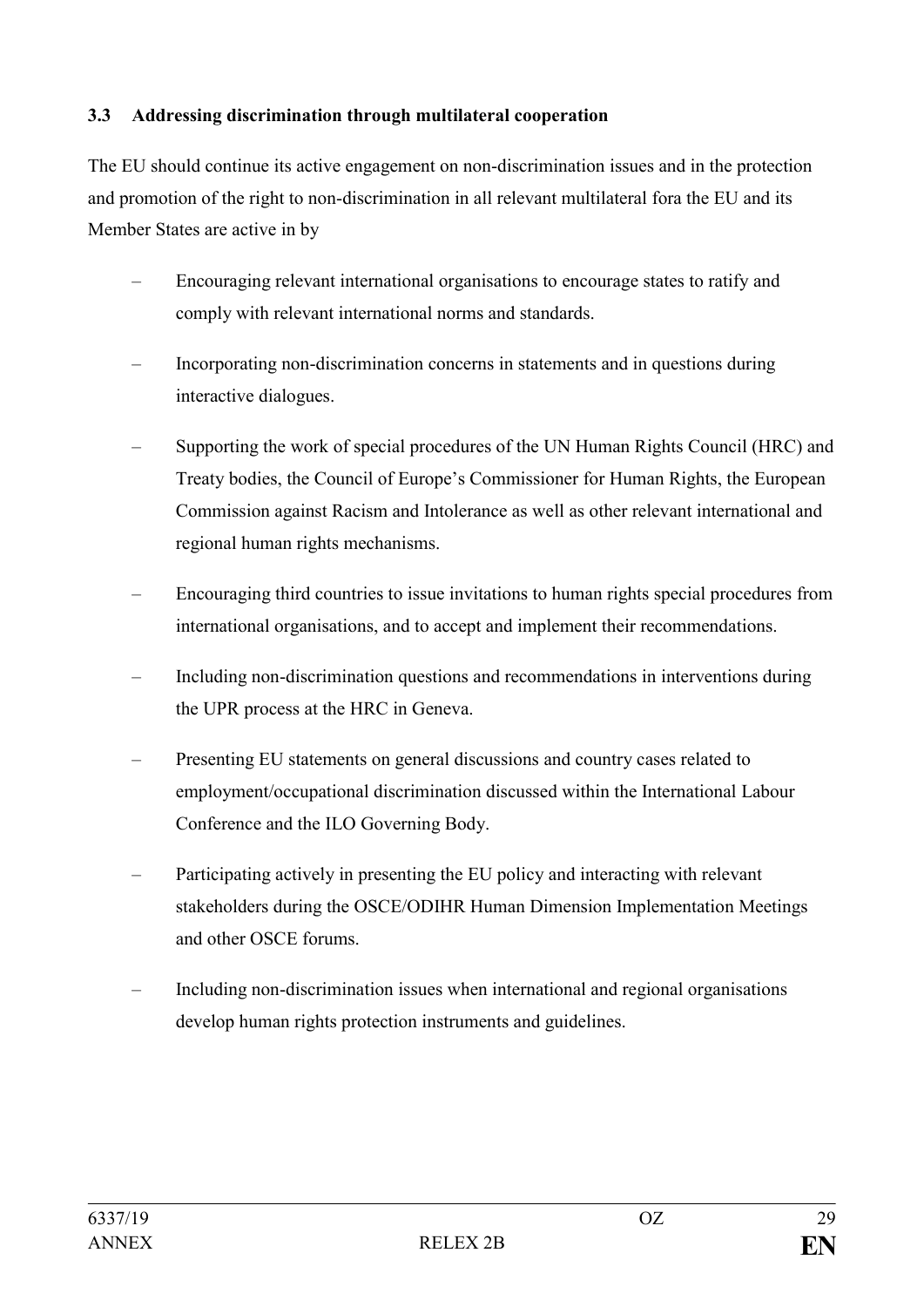### 3.3 Addressing discrimination through multilateral cooperation

The EU should continue its active engagement on non-discrimination issues and in the protection and promotion of the right to non-discrimination in all relevant multilateral fora the EU and its Member States are active in by

- Encouraging relevant international organisations to encourage states to ratify and comply with relevant international norms and standards.
- Incorporating non-discrimination concerns in statements and in questions during interactive dialogues.
- Supporting the work of special procedures of the UN Human Rights Council (HRC) and Treaty bodies, the Council of Europe's Commissioner for Human Rights, the European Commission against Racism and Intolerance as well as other relevant international and regional human rights mechanisms.
- Encouraging third countries to issue invitations to human rights special procedures from international organisations, and to accept and implement their recommendations.
- Including non-discrimination questions and recommendations in interventions during the UPR process at the HRC in Geneva.
- Presenting EU statements on general discussions and country cases related to employment/occupational discrimination discussed within the International Labour Conference and the ILO Governing Body.
- Participating actively in presenting the EU policy and interacting with relevant stakeholders during the OSCE/ODIHR Human Dimension Implementation Meetings and other OSCE forums.
- Including non-discrimination issues when international and regional organisations develop human rights protection instruments and guidelines.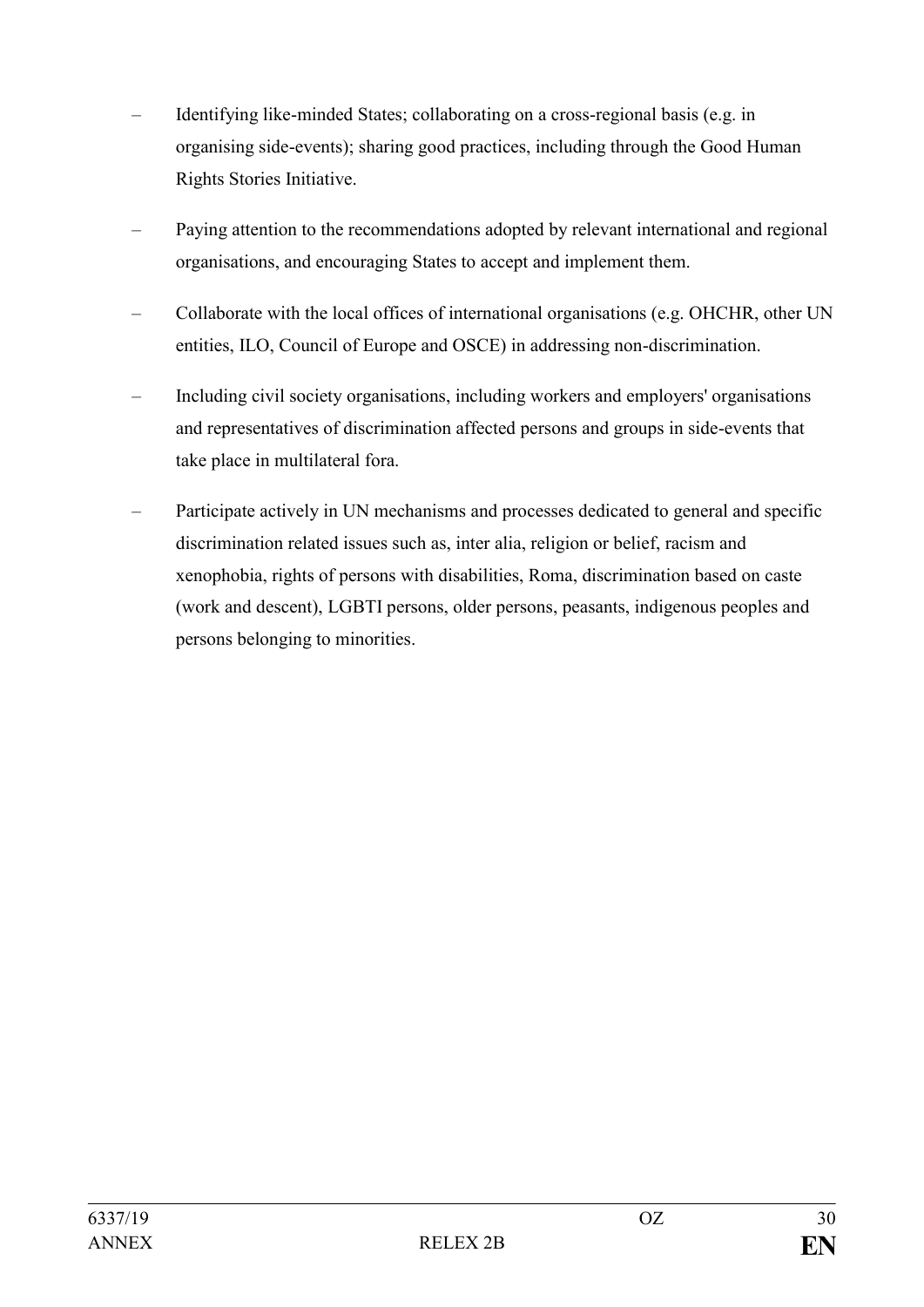- Identifying like-minded States; collaborating on a cross-regional basis (e.g. in organising side-events); sharing good practices, including through the Good Human Rights Stories Initiative.
- Paying attention to the recommendations adopted by relevant international and regional organisations, and encouraging States to accept and implement them.
- Collaborate with the local offices of international organisations (e.g. OHCHR, other UN entities, ILO, Council of Europe and OSCE) in addressing non-discrimination.
- Including civil society organisations, including workers and employers' organisations and representatives of discrimination affected persons and groups in side-events that take place in multilateral fora.
- Participate actively in UN mechanisms and processes dedicated to general and specific discrimination related issues such as, inter alia, religion or belief, racism and xenophobia, rights of persons with disabilities, Roma, discrimination based on caste (work and descent), LGBTI persons, older persons, peasants, indigenous peoples and persons belonging to minorities.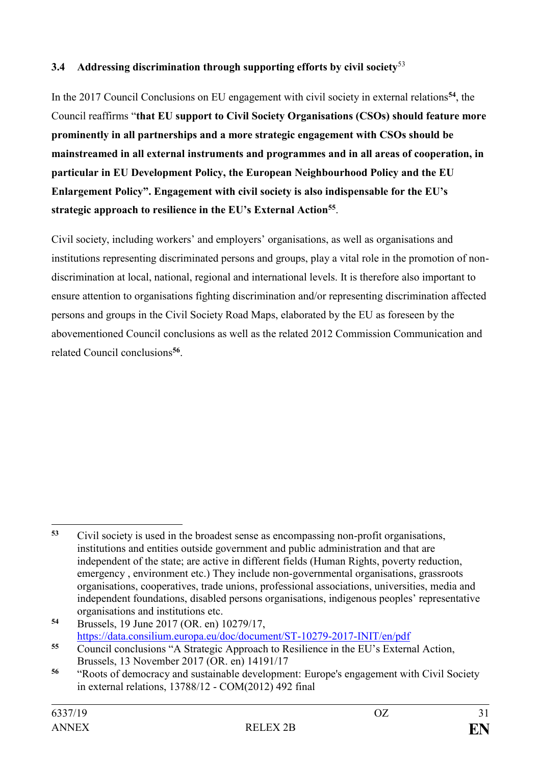### 3.4 Addressing discrimination through supporting efforts by civil society[53]

In the 2017 Council Conclusions on EU engagement with civil society in external relations[54], the Council reaffirms "**that EU support to Civil Society Organisations (CSOs) should feature more prominently in all partnerships and a more strategic engagement with CSOs should be mainstreamed in all external instruments and programmes and in all areas of cooperation, in particular in EU Development Policy, the European Neighbourhood Policy and the EU Enlargement Policy". Engagement with civil society is also indispensable for the EU's strategic approach to resilience in the EU's External Action**[55].

Civil society, including workers' and employers' organisations, as well as organisations and institutions representing discriminated persons and groups, play a vital role in the promotion of non-discrimination at local, national, regional and international levels. It is therefore also important to ensure attention to organisations fighting discrimination and/or representing discrimination affected persons and groups in the Civil Society Road Maps, elaborated by the EU as foreseen by the abovementioned Council conclusions as well as the related 2012 Commission Communication and related Council conclusions[56].

---

[53] Civil society is used in the broadest sense as encompassing non-profit organisations, institutions and entities outside government and public administration and that are independent of the state; are active in different fields (Human Rights, poverty reduction, emergency , environment etc.) They include non-governmental organisations, grassroots organisations, cooperatives, trade unions, professional associations, universities, media and independent foundations, disabled persons organisations, indigenous peoples' representative organisations and institutions etc.

[54] Brussels, 19 June 2017 (OR. en) 10279/17, https://data.consilium.europa.eu/doc/document/ST-10279-2017-INIT/en/pdf

[55] Council conclusions "A Strategic Approach to Resilience in the EU's External Action, Brussels, 13 November 2017 (OR. en) 14191/17

[56] "Roots of democracy and sustainable development: Europe's engagement with Civil Society in external relations, 13788/12 - COM(2012) 492 final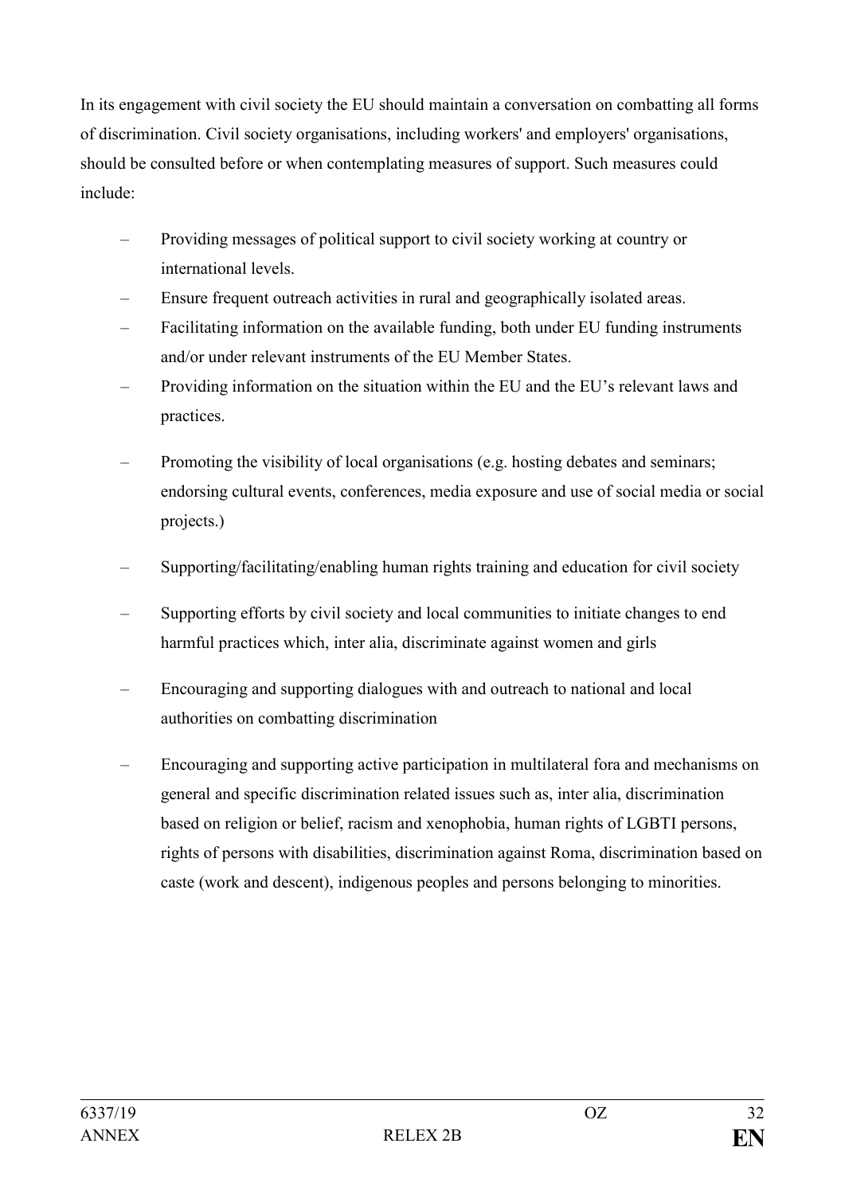In its engagement with civil society the EU should maintain a conversation on combatting all forms of discrimination. Civil society organisations, including workers' and employers' organisations, should be consulted before or when contemplating measures of support. Such measures could include:

- Providing messages of political support to civil society working at country or international levels.
- Ensure frequent outreach activities in rural and geographically isolated areas.
- Facilitating information on the available funding, both under EU funding instruments and/or under relevant instruments of the EU Member States.
- Providing information on the situation within the EU and the EU's relevant laws and practices.
- Promoting the visibility of local organisations (e.g. hosting debates and seminars; endorsing cultural events, conferences, media exposure and use of social media or social projects.)
- Supporting/facilitating/enabling human rights training and education for civil society
- Supporting efforts by civil society and local communities to initiate changes to end harmful practices which, inter alia, discriminate against women and girls
- Encouraging and supporting dialogues with and outreach to national and local authorities on combatting discrimination
- Encouraging and supporting active participation in multilateral fora and mechanisms on general and specific discrimination related issues such as, inter alia, discrimination based on religion or belief, racism and xenophobia, human rights of LGBTI persons, rights of persons with disabilities, discrimination against Roma, discrimination based on caste (work and descent), indigenous peoples and persons belonging to minorities.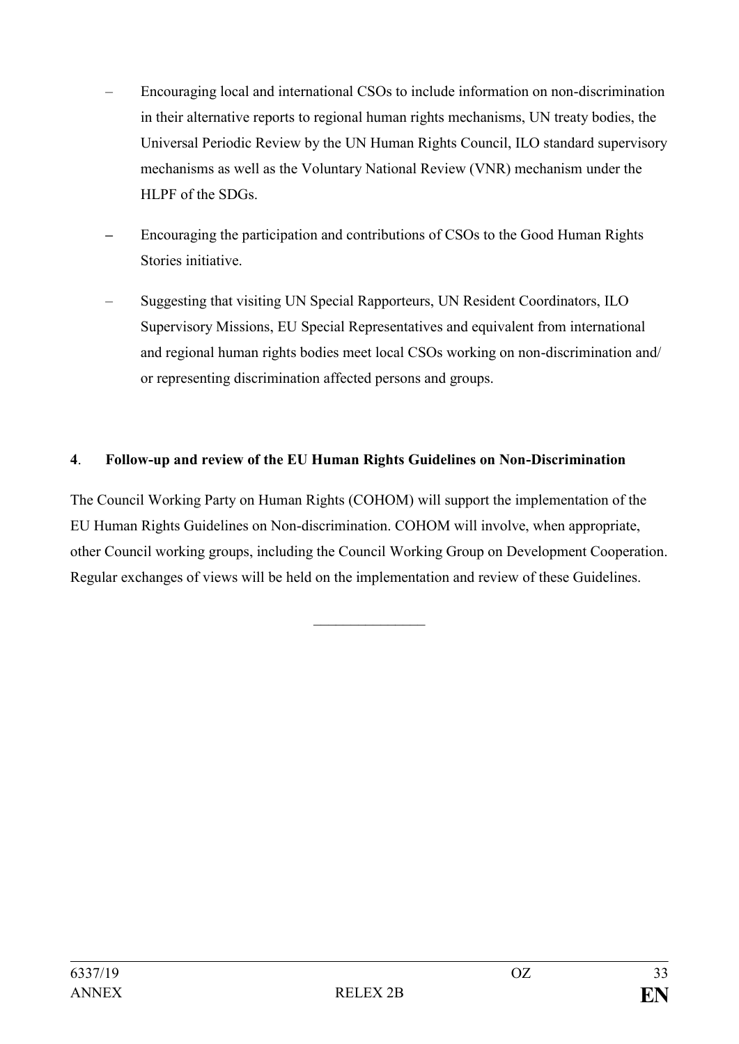- Encouraging local and international CSOs to include information on non-discrimination in their alternative reports to regional human rights mechanisms, UN treaty bodies, the Universal Periodic Review by the UN Human Rights Council, ILO standard supervisory mechanisms as well as the Voluntary National Review (VNR) mechanism under the HLPF of the SDGs.
- Encouraging the participation and contributions of CSOs to the Good Human Rights Stories initiative.
- Suggesting that visiting UN Special Rapporteurs, UN Resident Coordinators, ILO Supervisory Missions, EU Special Representatives and equivalent from international and regional human rights bodies meet local CSOs working on non-discrimination and/ or representing discrimination affected persons and groups.

## 4. Follow-up and review of the EU Human Rights Guidelines on Non-Discrimination

The Council Working Party on Human Rights (COHOM) will support the implementation of the EU Human Rights Guidelines on Non-discrimination. COHOM will involve, when appropriate, other Council working groups, including the Council Working Group on Development Cooperation. Regular exchanges of views will be held on the implementation and review of these Guidelines.

---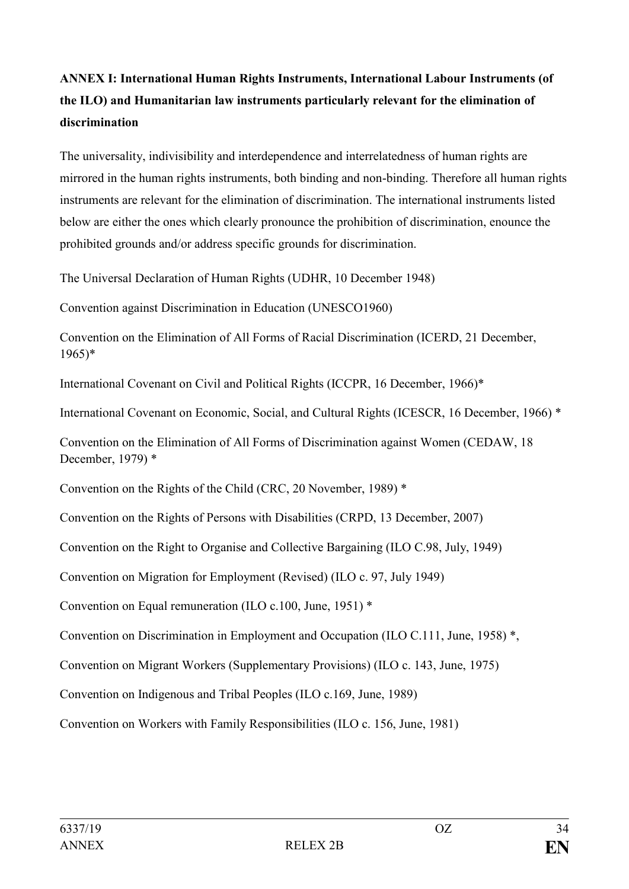**ANNEX I: International Human Rights Instruments, International Labour Instruments (of the ILO) and Humanitarian law instruments particularly relevant for the elimination of discrimination**

The universality, indivisibility and interdependence and interrelatedness of human rights are mirrored in the human rights instruments, both binding and non-binding. Therefore all human rights instruments are relevant for the elimination of discrimination. The international instruments listed below are either the ones which clearly pronounce the prohibition of discrimination, enounce the prohibited grounds and/or address specific grounds for discrimination.

The Universal Declaration of Human Rights (UDHR, 10 December 1948)

Convention against Discrimination in Education (UNESCO1960)

Convention on the Elimination of All Forms of Racial Discrimination (ICERD, 21 December, 1965)*

International Covenant on Civil and Political Rights (ICCPR, 16 December, 1966)*

International Covenant on Economic, Social, and Cultural Rights (ICESCR, 16 December, 1966) *

Convention on the Elimination of All Forms of Discrimination against Women (CEDAW, 18 December, 1979) *

Convention on the Rights of the Child (CRC, 20 November, 1989) *

Convention on the Rights of Persons with Disabilities (CRPD, 13 December, 2007)

Convention on the Right to Organise and Collective Bargaining (ILO C.98, July, 1949)

Convention on Migration for Employment (Revised) (ILO c. 97, July 1949)

Convention on Equal remuneration (ILO c.100, June, 1951) *

Convention on Discrimination in Employment and Occupation (ILO C.111, June, 1958) *,

Convention on Migrant Workers (Supplementary Provisions) (ILO c. 143, June, 1975)

Convention on Indigenous and Tribal Peoples (ILO c.169, June, 1989)

Convention on Workers with Family Responsibilities (ILO c. 156, June, 1981)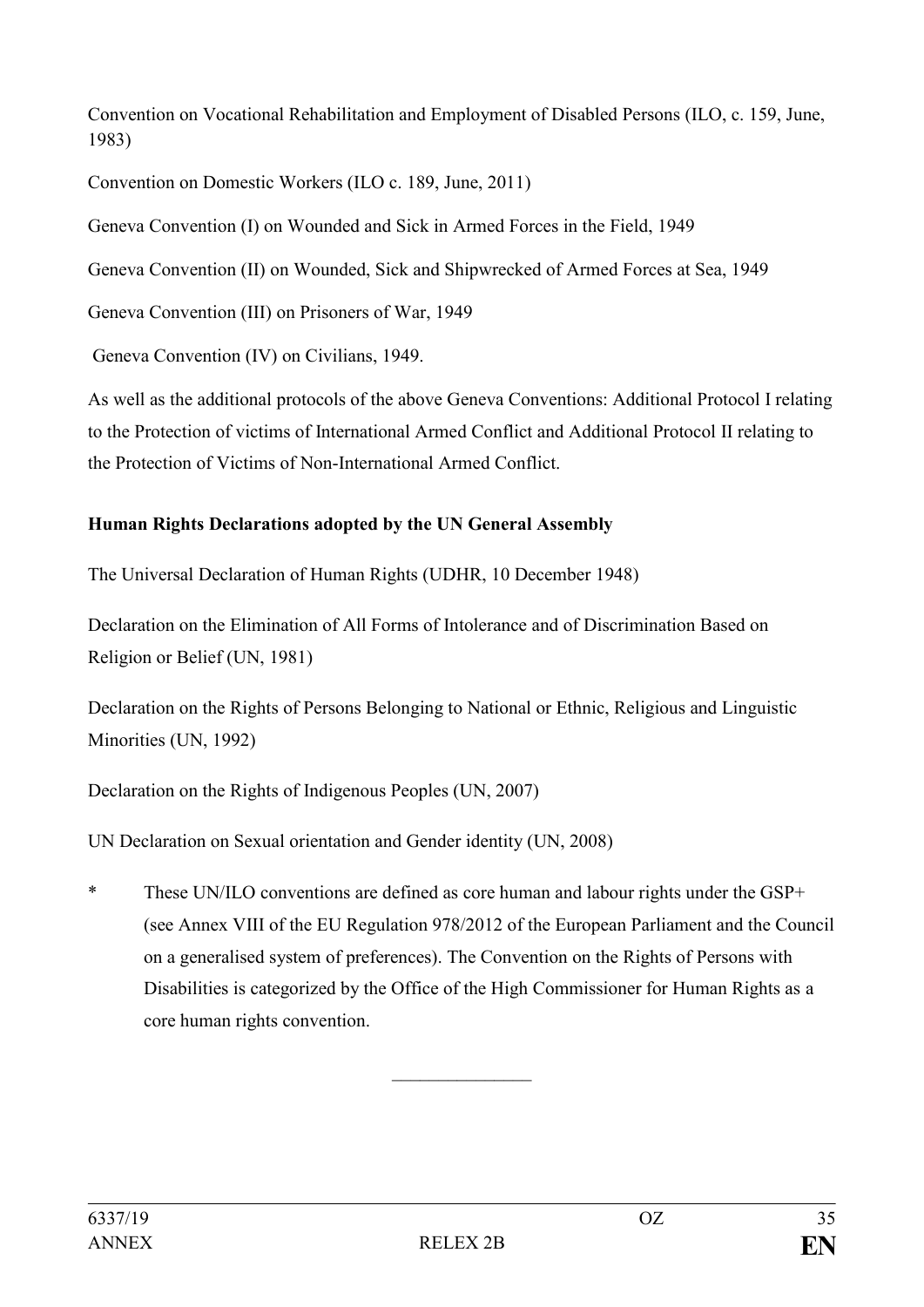Convention on Vocational Rehabilitation and Employment of Disabled Persons (ILO, c. 159, June, 1983)

Convention on Domestic Workers (ILO c. 189, June, 2011)

Geneva Convention (I) on Wounded and Sick in Armed Forces in the Field, 1949

Geneva Convention (II) on Wounded, Sick and Shipwrecked of Armed Forces at Sea, 1949

Geneva Convention (III) on Prisoners of War, 1949

Geneva Convention (IV) on Civilians, 1949.

As well as the additional protocols of the above Geneva Conventions: Additional Protocol I relating to the Protection of victims of International Armed Conflict and Additional Protocol II relating to the Protection of Victims of Non-International Armed Conflict.

**Human Rights Declarations adopted by the UN General Assembly**

The Universal Declaration of Human Rights (UDHR, 10 December 1948)

Declaration on the Elimination of All Forms of Intolerance and of Discrimination Based on Religion or Belief (UN, 1981)

Declaration on the Rights of Persons Belonging to National or Ethnic, Religious and Linguistic Minorities (UN, 1992)

Declaration on the Rights of Indigenous Peoples (UN, 2007)

UN Declaration on Sexual orientation and Gender identity (UN, 2008)

\* These UN/ILO conventions are defined as core human and labour rights under the GSP+ (see Annex VIII of the EU Regulation 978/2012 of the European Parliament and the Council on a generalised system of preferences). The Convention on the Rights of Persons with Disabilities is categorized by the Office of the High Commissioner for Human Rights as a core human rights convention.

________________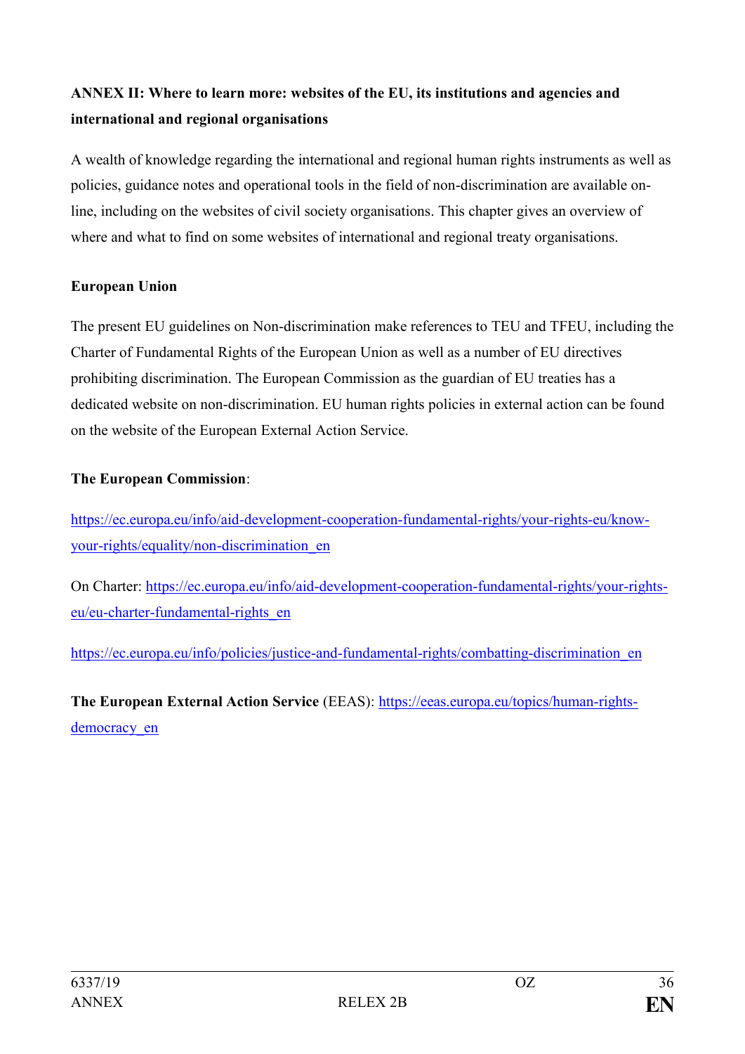## ANNEX II: Where to learn more: websites of the EU, its institutions and agencies and international and regional organisations

A wealth of knowledge regarding the international and regional human rights instruments as well as policies, guidance notes and operational tools in the field of non-discrimination are available on-line, including on the websites of civil society organisations. This chapter gives an overview of where and what to find on some websites of international and regional treaty organisations.

### European Union

The present EU guidelines on Non-discrimination make references to TEU and TFEU, including the Charter of Fundamental Rights of the European Union as well as a number of EU directives prohibiting discrimination. The European Commission as the guardian of EU treaties has a dedicated website on non-discrimination. EU human rights policies in external action can be found on the website of the European External Action Service.

**The European Commission**:

https://ec.europa.eu/info/aid-development-cooperation-fundamental-rights/your-rights-eu/know-your-rights/equality/non-discrimination_en

On Charter: https://ec.europa.eu/info/aid-development-cooperation-fundamental-rights/your-rights-eu/eu-charter-fundamental-rights_en

https://ec.europa.eu/info/policies/justice-and-fundamental-rights/combatting-discrimination_en

**The European External Action Service** (EEAS): https://eeas.europa.eu/topics/human-rights-democracy_en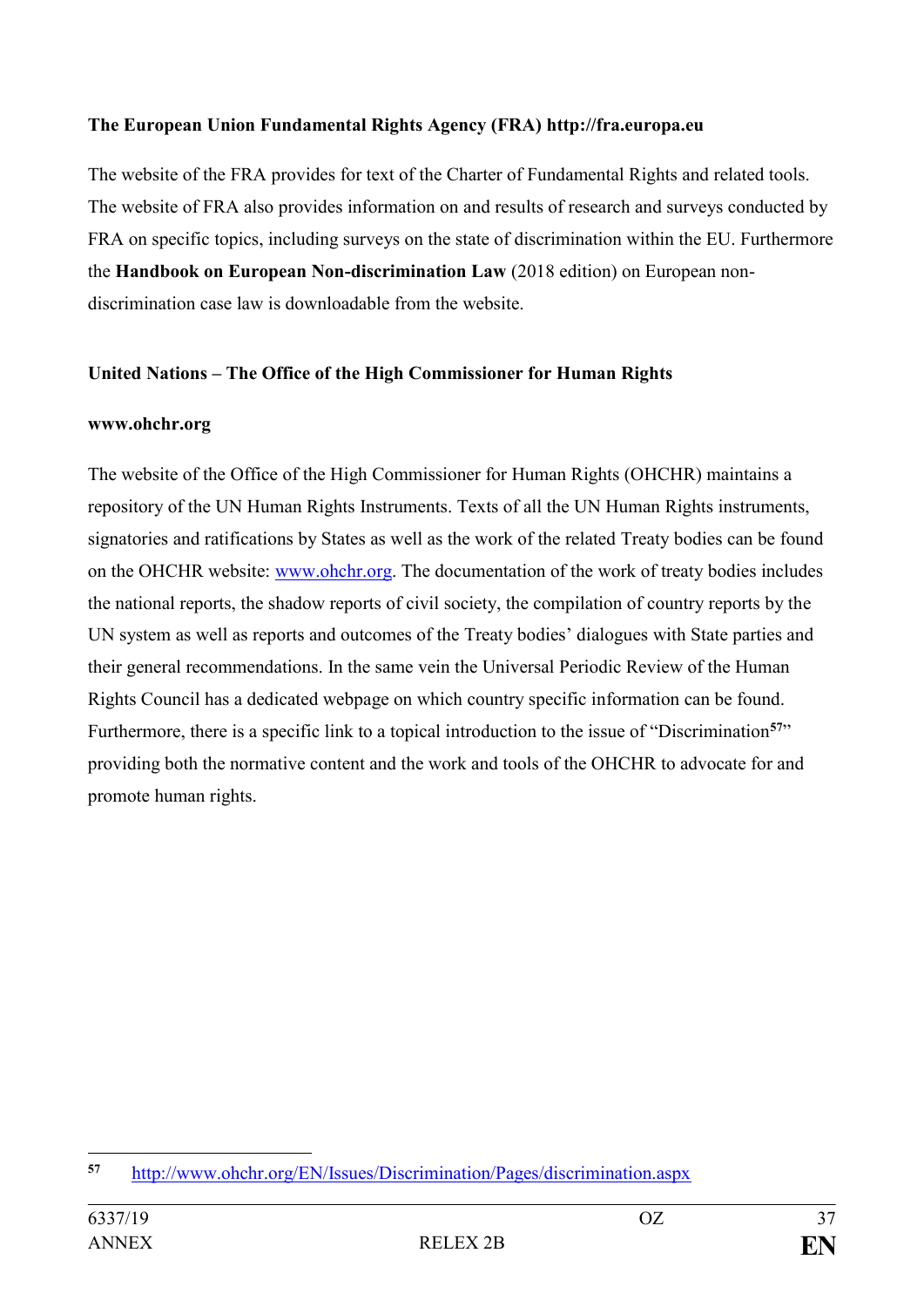**The European Union Fundamental Rights Agency (FRA) http://fra.europa.eu**

The website of the FRA provides for text of the Charter of Fundamental Rights and related tools. The website of FRA also provides information on and results of research and surveys conducted by FRA on specific topics, including surveys on the state of discrimination within the EU. Furthermore the **Handbook on European Non-discrimination Law** (2018 edition) on European non-discrimination case law is downloadable from the website.

**United Nations – The Office of the High Commissioner for Human Rights**

**www.ohchr.org**

The website of the Office of the High Commissioner for Human Rights (OHCHR) maintains a repository of the UN Human Rights Instruments. Texts of all the UN Human Rights instruments, signatories and ratifications by States as well as the work of the related Treaty bodies can be found on the OHCHR website: www.ohchr.org. The documentation of the work of treaty bodies includes the national reports, the shadow reports of civil society, the compilation of country reports by the UN system as well as reports and outcomes of the Treaty bodies' dialogues with State parties and their general recommendations. In the same vein the Universal Periodic Review of the Human Rights Council has a dedicated webpage on which country specific information can be found. Furthermore, there is a specific link to a topical introduction to the issue of "Discrimination[57]" providing both the normative content and the work and tools of the OHCHR to advocate for and promote human rights.

[57] http://www.ohchr.org/EN/Issues/Discrimination/Pages/discrimination.aspx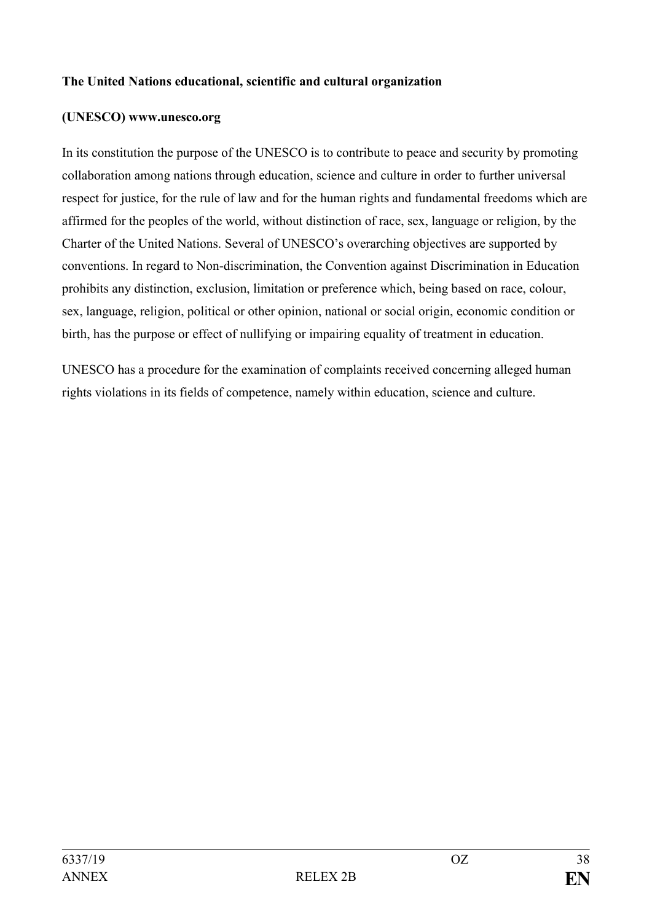**The United Nations educational, scientific and cultural organization**

**(UNESCO) www.unesco.org**

In its constitution the purpose of the UNESCO is to contribute to peace and security by promoting collaboration among nations through education, science and culture in order to further universal respect for justice, for the rule of law and for the human rights and fundamental freedoms which are affirmed for the peoples of the world, without distinction of race, sex, language or religion, by the Charter of the United Nations. Several of UNESCO's overarching objectives are supported by conventions. In regard to Non-discrimination, the Convention against Discrimination in Education prohibits any distinction, exclusion, limitation or preference which, being based on race, colour, sex, language, religion, political or other opinion, national or social origin, economic condition or birth, has the purpose or effect of nullifying or impairing equality of treatment in education.

UNESCO has a procedure for the examination of complaints received concerning alleged human rights violations in its fields of competence, namely within education, science and culture.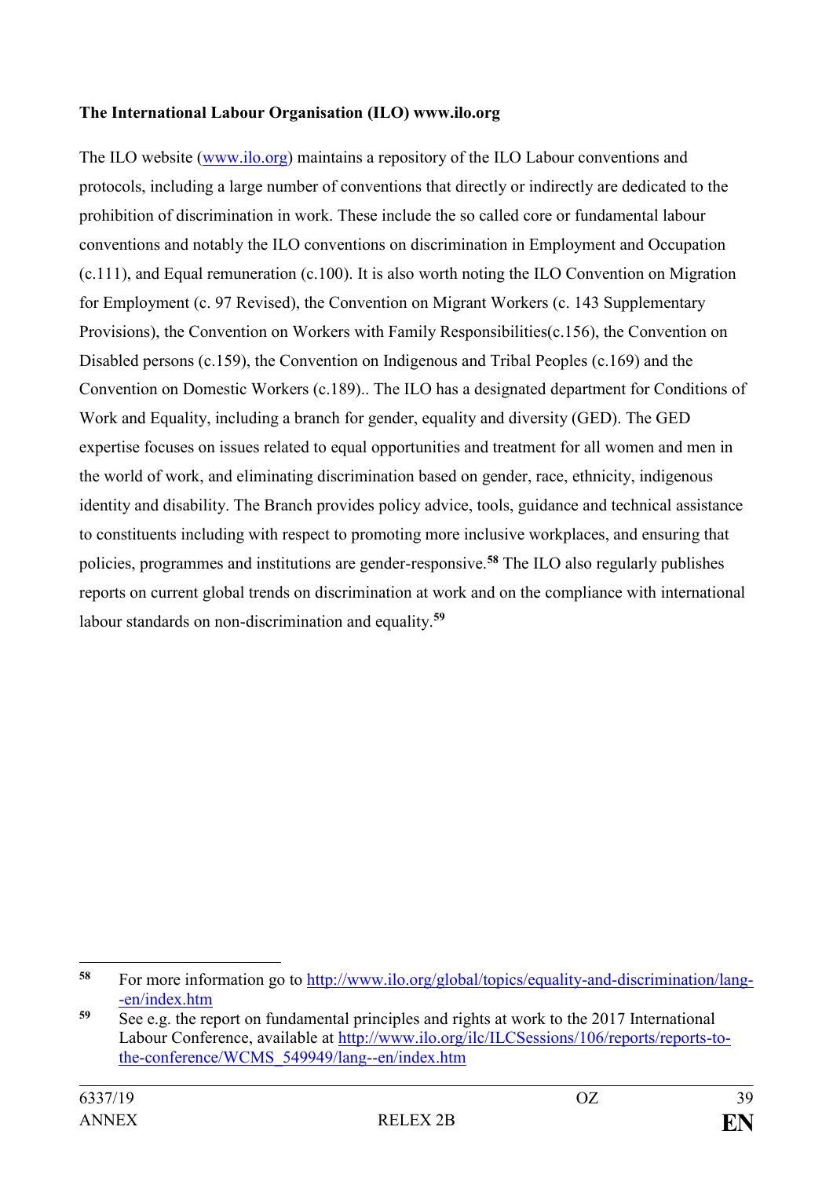**The International Labour Organisation (ILO) www.ilo.org**

The ILO website (www.ilo.org) maintains a repository of the ILO Labour conventions and protocols, including a large number of conventions that directly or indirectly are dedicated to the prohibition of discrimination in work. These include the so called core or fundamental labour conventions and notably the ILO conventions on discrimination in Employment and Occupation (c.111), and Equal remuneration (c.100). It is also worth noting the ILO Convention on Migration for Employment (c. 97 Revised), the Convention on Migrant Workers (c. 143 Supplementary Provisions), the Convention on Workers with Family Responsibilities(c.156), the Convention on Disabled persons (c.159), the Convention on Indigenous and Tribal Peoples (c.169) and the Convention on Domestic Workers (c.189).. The ILO has a designated department for Conditions of Work and Equality, including a branch for gender, equality and diversity (GED). The GED expertise focuses on issues related to equal opportunities and treatment for all women and men in the world of work, and eliminating discrimination based on gender, race, ethnicity, indigenous identity and disability. The Branch provides policy advice, tools, guidance and technical assistance to constituents including with respect to promoting more inclusive workplaces, and ensuring that policies, programmes and institutions are gender-responsive.[58] The ILO also regularly publishes reports on current global trends on discrimination at work and on the compliance with international labour standards on non-discrimination and equality.[59]

---

[58] For more information go to http://www.ilo.org/global/topics/equality-and-discrimination/lang--en/index.htm

[59] See e.g. the report on fundamental principles and rights at work to the 2017 International Labour Conference, available at http://www.ilo.org/ilc/ILCSessions/106/reports/reports-to-the-conference/WCMS_549949/lang--en/index.htm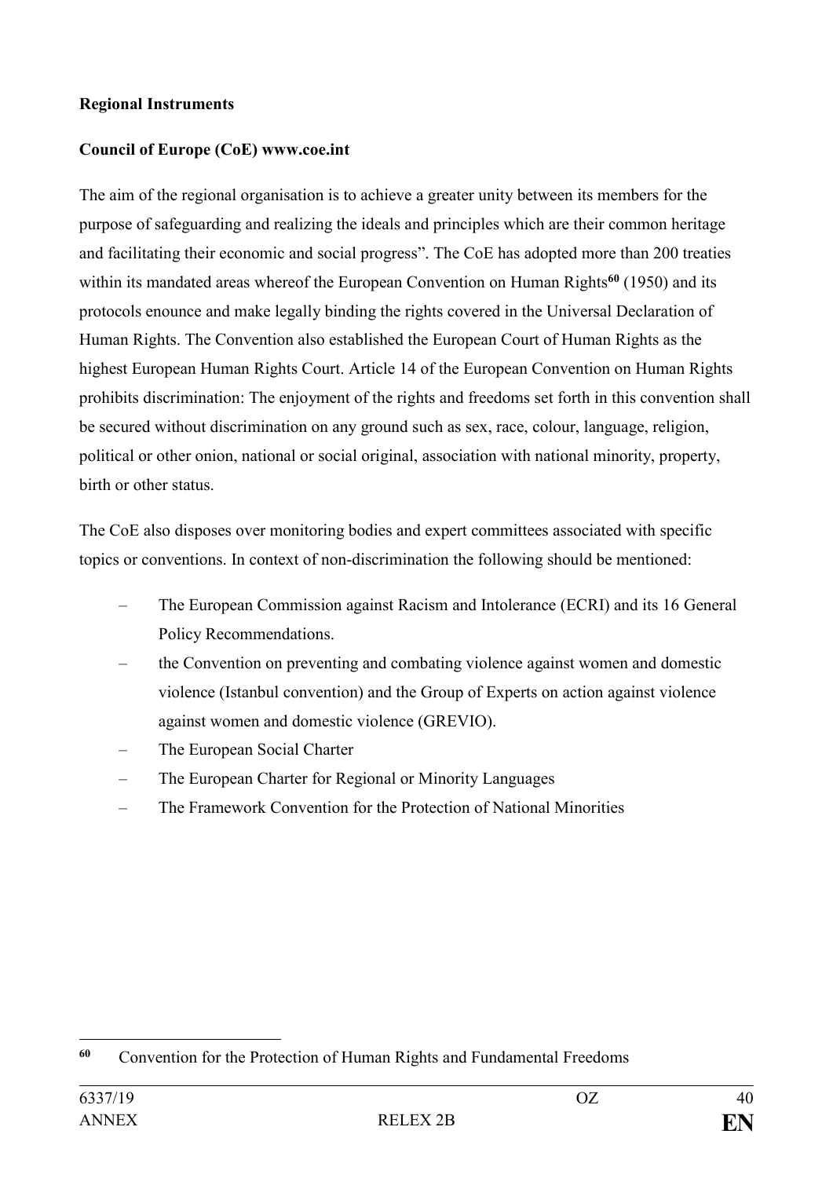**Regional Instruments**

**Council of Europe (CoE) www.coe.int**

The aim of the regional organisation is to achieve a greater unity between its members for the purpose of safeguarding and realizing the ideals and principles which are their common heritage and facilitating their economic and social progress". The CoE has adopted more than 200 treaties within its mandated areas whereof the European Convention on Human Rights[60] (1950) and its protocols enounce and make legally binding the rights covered in the Universal Declaration of Human Rights. The Convention also established the European Court of Human Rights as the highest European Human Rights Court. Article 14 of the European Convention on Human Rights prohibits discrimination: The enjoyment of the rights and freedoms set forth in this convention shall be secured without discrimination on any ground such as sex, race, colour, language, religion, political or other onion, national or social original, association with national minority, property, birth or other status.

The CoE also disposes over monitoring bodies and expert committees associated with specific topics or conventions. In context of non-discrimination the following should be mentioned:

- The European Commission against Racism and Intolerance (ECRI) and its 16 General Policy Recommendations.
- the Convention on preventing and combating violence against women and domestic violence (Istanbul convention) and the Group of Experts on action against violence against women and domestic violence (GREVIO).
- The European Social Charter
- The European Charter for Regional or Minority Languages
- The Framework Convention for the Protection of National Minorities

[60] Convention for the Protection of Human Rights and Fundamental Freedoms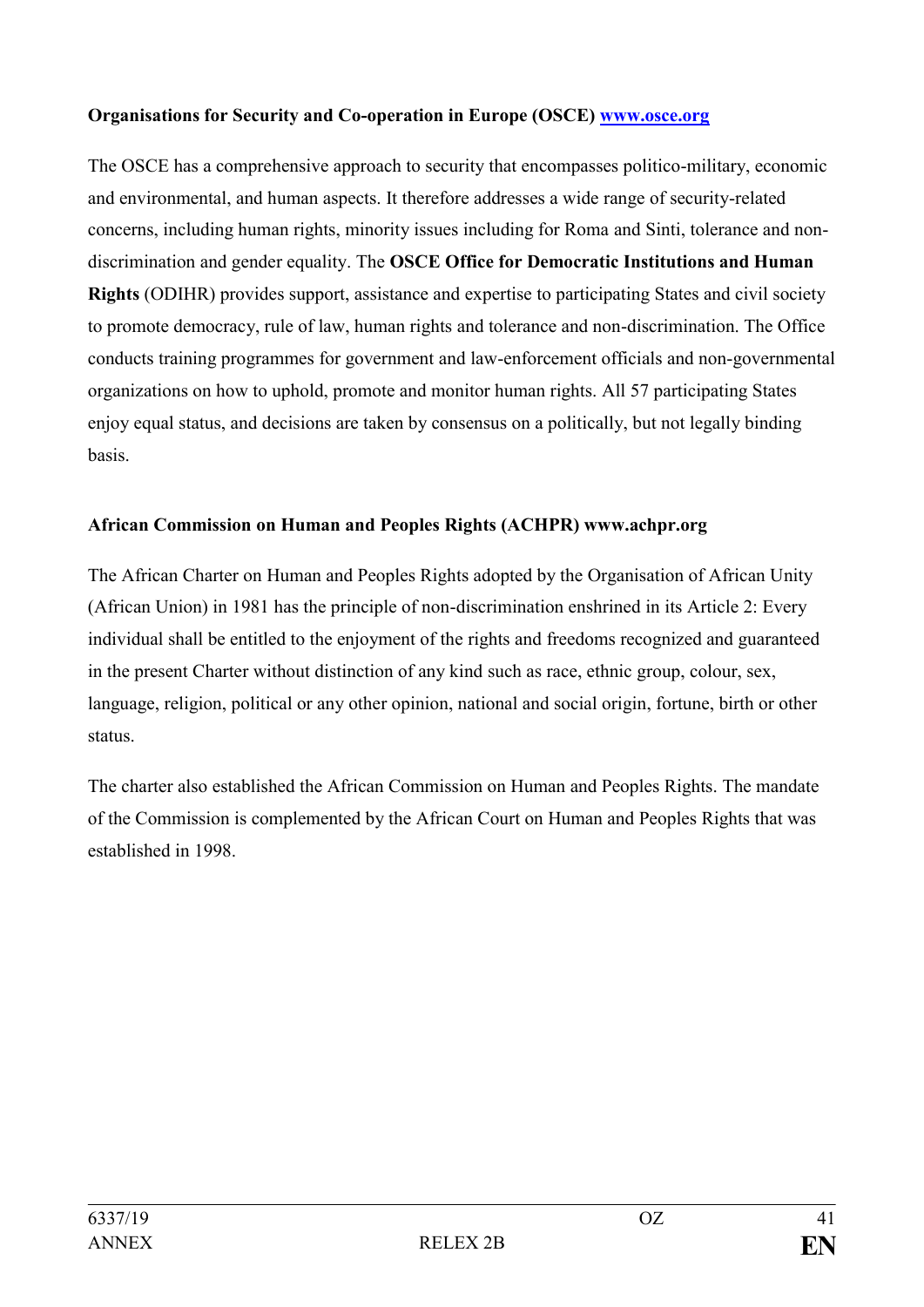**Organisations for Security and Co-operation in Europe (OSCE) [www.osce.org](http://www.osce.org)**

The OSCE has a comprehensive approach to security that encompasses politico-military, economic and environmental, and human aspects. It therefore addresses a wide range of security-related concerns, including human rights, minority issues including for Roma and Sinti, tolerance and non-discrimination and gender equality. The **OSCE Office for Democratic Institutions and Human Rights** (ODIHR) provides support, assistance and expertise to participating States and civil society to promote democracy, rule of law, human rights and tolerance and non-discrimination. The Office conducts training programmes for government and law-enforcement officials and non-governmental organizations on how to uphold, promote and monitor human rights. All 57 participating States enjoy equal status, and decisions are taken by consensus on a politically, but not legally binding basis.

**African Commission on Human and Peoples Rights (ACHPR) www.achpr.org**

The African Charter on Human and Peoples Rights adopted by the Organisation of African Unity (African Union) in 1981 has the principle of non-discrimination enshrined in its Article 2: Every individual shall be entitled to the enjoyment of the rights and freedoms recognized and guaranteed in the present Charter without distinction of any kind such as race, ethnic group, colour, sex, language, religion, political or any other opinion, national and social origin, fortune, birth or other status.

The charter also established the African Commission on Human and Peoples Rights. The mandate of the Commission is complemented by the African Court on Human and Peoples Rights that was established in 1998.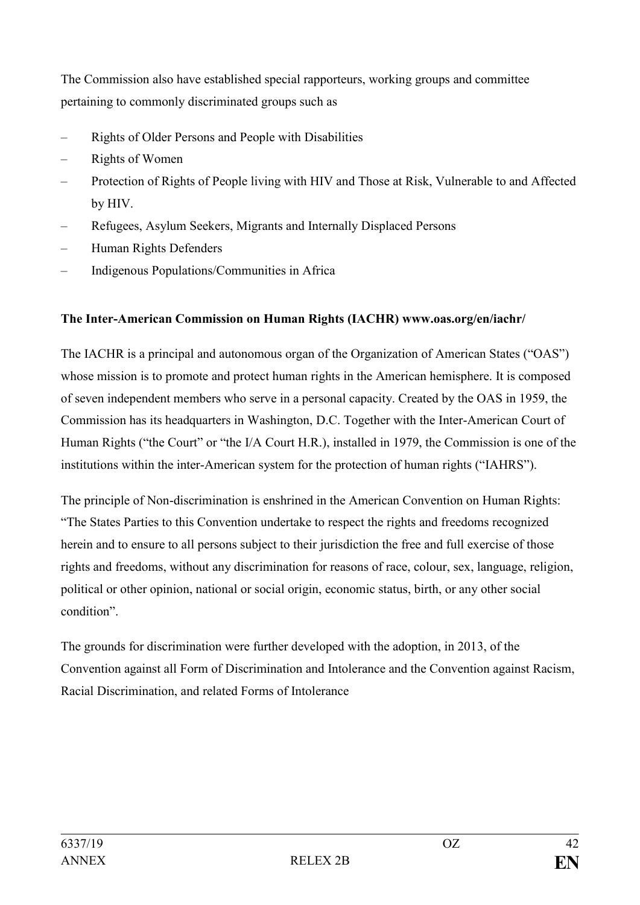The Commission also have established special rapporteurs, working groups and committee pertaining to commonly discriminated groups such as

- Rights of Older Persons and People with Disabilities
- Rights of Women
- Protection of Rights of People living with HIV and Those at Risk, Vulnerable to and Affected by HIV.
- Refugees, Asylum Seekers, Migrants and Internally Displaced Persons
- Human Rights Defenders
- Indigenous Populations/Communities in Africa

**The Inter-American Commission on Human Rights (IACHR) www.oas.org/en/iachr/**

The IACHR is a principal and autonomous organ of the Organization of American States ("OAS") whose mission is to promote and protect human rights in the American hemisphere. It is composed of seven independent members who serve in a personal capacity. Created by the OAS in 1959, the Commission has its headquarters in Washington, D.C. Together with the Inter-American Court of Human Rights ("the Court" or "the I/A Court H.R.), installed in 1979, the Commission is one of the institutions within the inter-American system for the protection of human rights ("IAHRS").

The principle of Non-discrimination is enshrined in the American Convention on Human Rights: "The States Parties to this Convention undertake to respect the rights and freedoms recognized herein and to ensure to all persons subject to their jurisdiction the free and full exercise of those rights and freedoms, without any discrimination for reasons of race, colour, sex, language, religion, political or other opinion, national or social origin, economic status, birth, or any other social condition".

The grounds for discrimination were further developed with the adoption, in 2013, of the Convention against all Form of Discrimination and Intolerance and the Convention against Racism, Racial Discrimination, and related Forms of Intolerance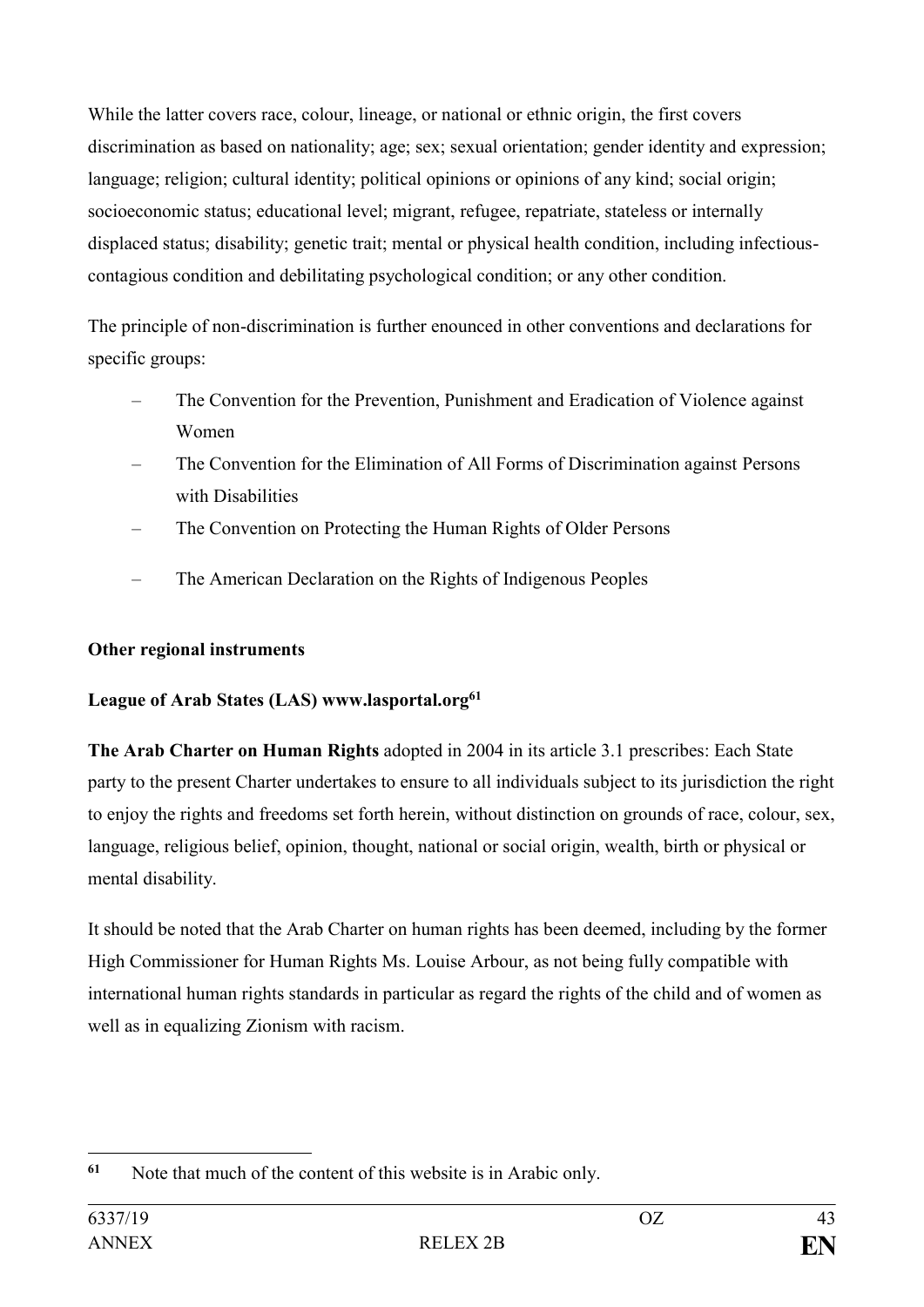While the latter covers race, colour, lineage, or national or ethnic origin, the first covers discrimination as based on nationality; age; sex; sexual orientation; gender identity and expression; language; religion; cultural identity; political opinions or opinions of any kind; social origin; socioeconomic status; educational level; migrant, refugee, repatriate, stateless or internally displaced status; disability; genetic trait; mental or physical health condition, including infectious-contagious condition and debilitating psychological condition; or any other condition.

The principle of non-discrimination is further enounced in other conventions and declarations for specific groups:

- The Convention for the Prevention, Punishment and Eradication of Violence against Women
- The Convention for the Elimination of All Forms of Discrimination against Persons with Disabilities
- The Convention on Protecting the Human Rights of Older Persons
- The American Declaration on the Rights of Indigenous Peoples

**Other regional instruments**

**League of Arab States (LAS) www.lasportal.org[61]**

**The Arab Charter on Human Rights** adopted in 2004 in its article 3.1 prescribes: Each State party to the present Charter undertakes to ensure to all individuals subject to its jurisdiction the right to enjoy the rights and freedoms set forth herein, without distinction on grounds of race, colour, sex, language, religious belief, opinion, thought, national or social origin, wealth, birth or physical or mental disability.

It should be noted that the Arab Charter on human rights has been deemed, including by the former High Commissioner for Human Rights Ms. Louise Arbour, as not being fully compatible with international human rights standards in particular as regard the rights of the child and of women as well as in equalizing Zionism with racism.

---

[61] Note that much of the content of this website is in Arabic only.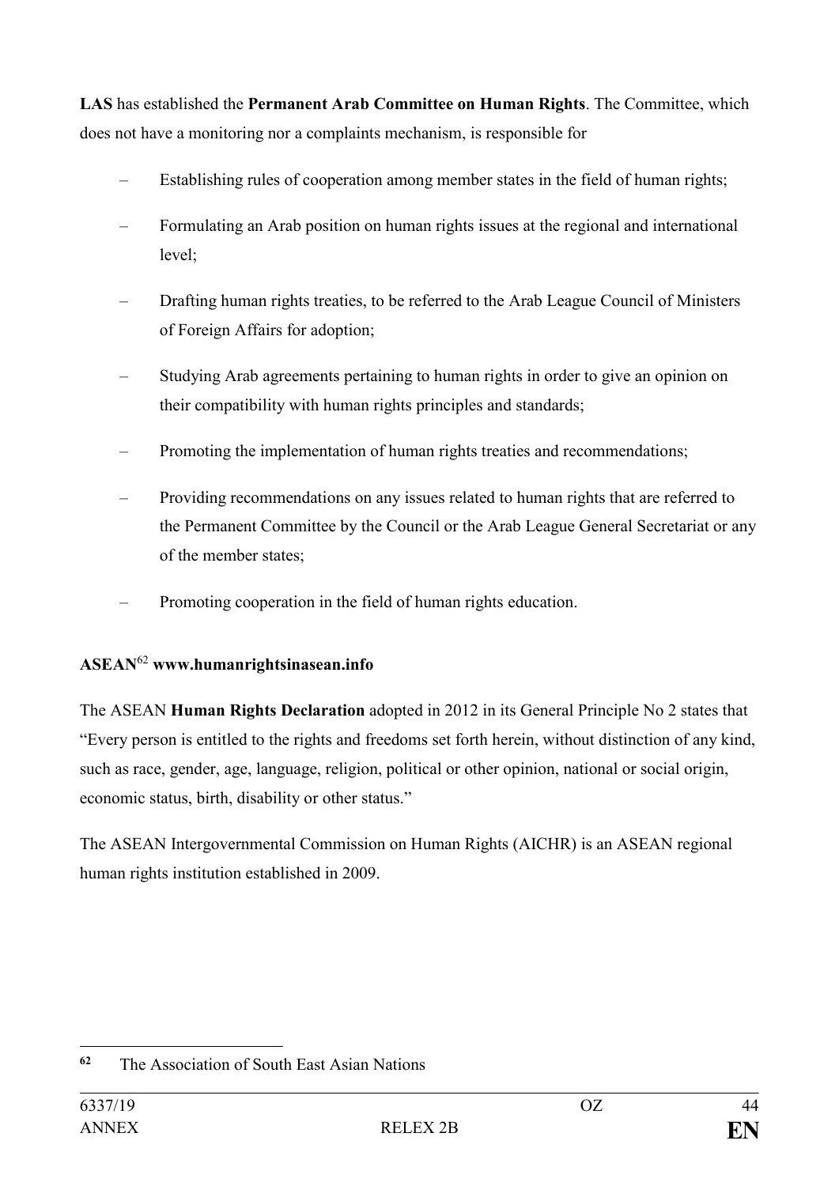**LAS** has established the **Permanent Arab Committee on Human Rights**. The Committee, which does not have a monitoring nor a complaints mechanism, is responsible for

- Establishing rules of cooperation among member states in the field of human rights;
- Formulating an Arab position on human rights issues at the regional and international level;
- Drafting human rights treaties, to be referred to the Arab League Council of Ministers of Foreign Affairs for adoption;
- Studying Arab agreements pertaining to human rights in order to give an opinion on their compatibility with human rights principles and standards;
- Promoting the implementation of human rights treaties and recommendations;
- Providing recommendations on any issues related to human rights that are referred to the Permanent Committee by the Council or the Arab League General Secretariat or any of the member states;
- Promoting cooperation in the field of human rights education.

**ASEAN**[62] **www.humanrightsinasean.info**

The ASEAN **Human Rights Declaration** adopted in 2012 in its General Principle No 2 states that "Every person is entitled to the rights and freedoms set forth herein, without distinction of any kind, such as race, gender, age, language, religion, political or other opinion, national or social origin, economic status, birth, disability or other status."

The ASEAN Intergovernmental Commission on Human Rights (AICHR) is an ASEAN regional human rights institution established in 2009.

---

[62] The Association of South East Asian Nations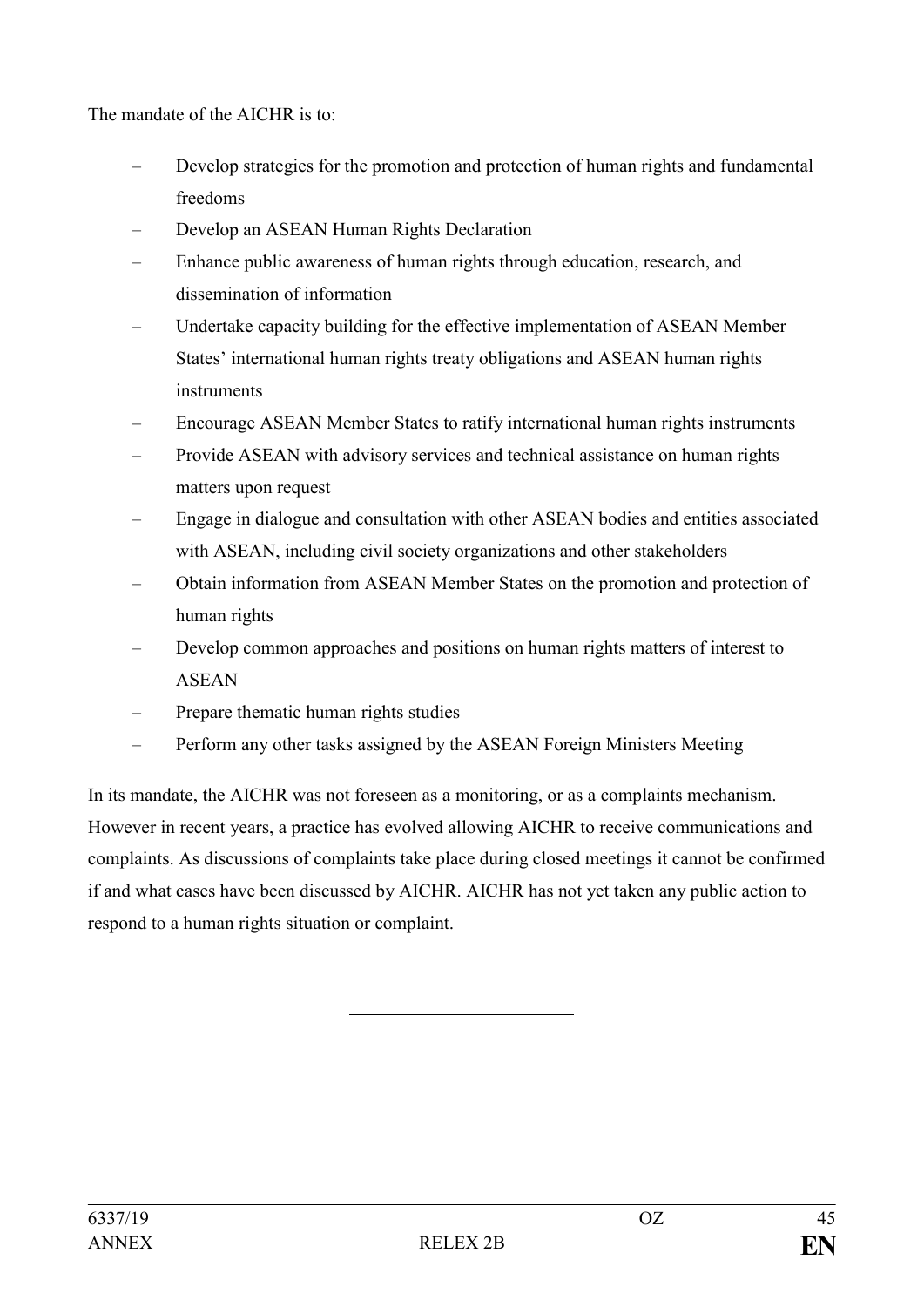The mandate of the AICHR is to:

- Develop strategies for the promotion and protection of human rights and fundamental freedoms
- Develop an ASEAN Human Rights Declaration
- Enhance public awareness of human rights through education, research, and dissemination of information
- Undertake capacity building for the effective implementation of ASEAN Member States' international human rights treaty obligations and ASEAN human rights instruments
- Encourage ASEAN Member States to ratify international human rights instruments
- Provide ASEAN with advisory services and technical assistance on human rights matters upon request
- Engage in dialogue and consultation with other ASEAN bodies and entities associated with ASEAN, including civil society organizations and other stakeholders
- Obtain information from ASEAN Member States on the promotion and protection of human rights
- Develop common approaches and positions on human rights matters of interest to ASEAN
- Prepare thematic human rights studies
- Perform any other tasks assigned by the ASEAN Foreign Ministers Meeting

In its mandate, the AICHR was not foreseen as a monitoring, or as a complaints mechanism. However in recent years, a practice has evolved allowing AICHR to receive communications and complaints. As discussions of complaints take place during closed meetings it cannot be confirmed if and what cases have been discussed by AICHR. AICHR has not yet taken any public action to respond to a human rights situation or complaint.